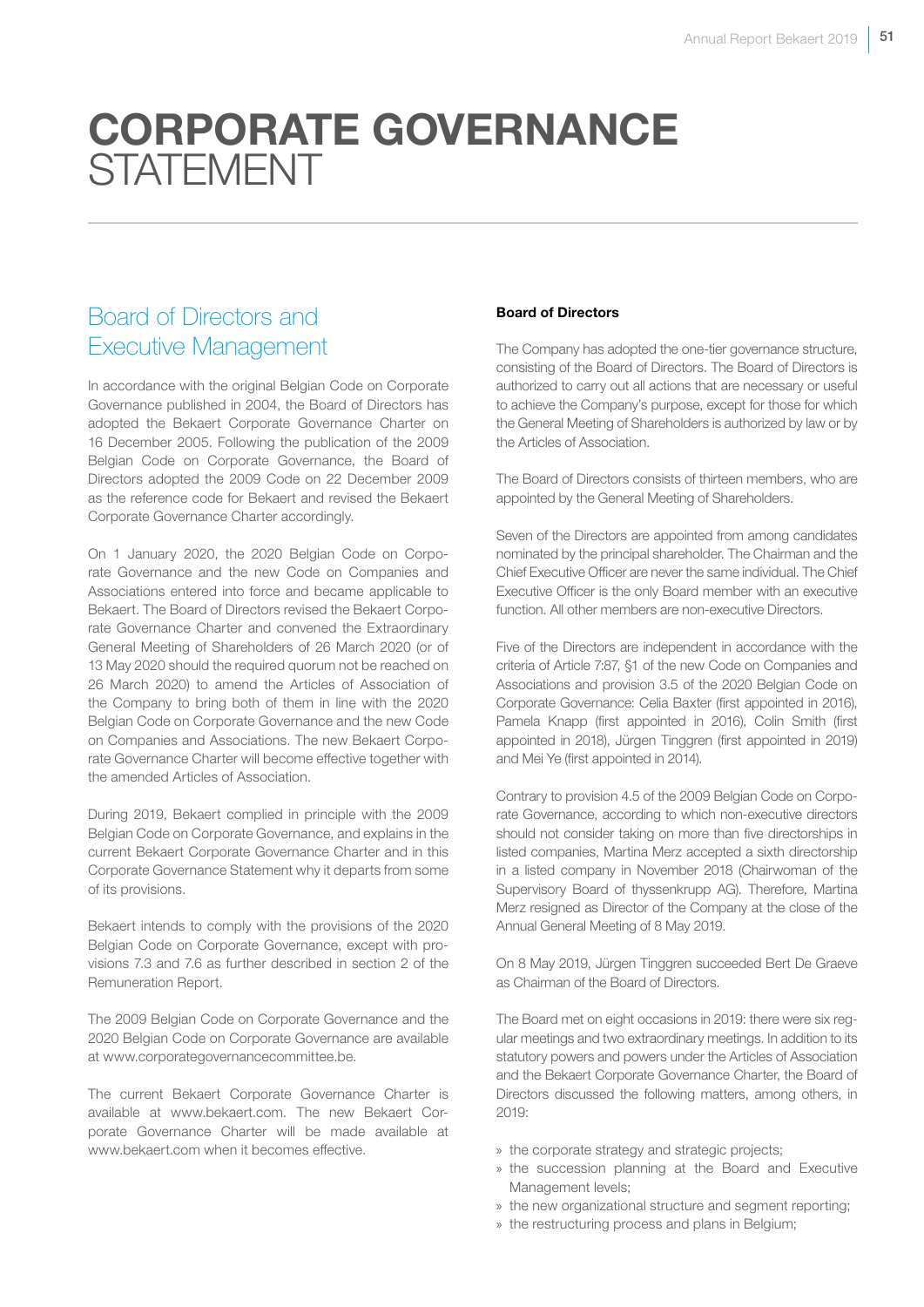# CORPORATE GOVERNANCE STATEMENT

## Board of Directors and Executive Management

In accordance with the original Belgian Code on Corporate Governance published in 2004, the Board of Directors has adopted the Bekaert Corporate Governance Charter on 16 December 2005. Following the publication of the 2009 Belgian Code on Corporate Governance, the Board of Directors adopted the 2009 Code on 22 December 2009 as the reference code for Bekaert and revised the Bekaert Corporate Governance Charter accordingly.

On 1 January 2020, the 2020 Belgian Code on Corporate Governance and the new Code on Companies and Associations entered into force and became applicable to Bekaert. The Board of Directors revised the Bekaert Corporate Governance Charter and convened the Extraordinary General Meeting of Shareholders of 26 March 2020 (or of 13 May 2020 should the required quorum not be reached on 26 March 2020) to amend the Articles of Association of the Company to bring both of them in line with the 2020 Belgian Code on Corporate Governance and the new Code on Companies and Associations. The new Bekaert Corporate Governance Charter will become effective together with the amended Articles of Association.

During 2019, Bekaert complied in principle with the 2009 Belgian Code on Corporate Governance, and explains in the current Bekaert Corporate Governance Charter and in this Corporate Governance Statement why it departs from some of its provisions.

Bekaert intends to comply with the provisions of the 2020 Belgian Code on Corporate Governance, except with provisions 7.3 and 7.6 as further described in section 2 of the Remuneration Report.

The 2009 Belgian Code on Corporate Governance and the 2020 Belgian Code on Corporate Governance are available at www.corporategovernancecommittee.be.

The current Bekaert Corporate Governance Charter is available at www.bekaert.com. The new Bekaert Corporate Governance Charter will be made available at www.bekaert.com when it becomes effective.

**Board of Directors**

The Company has adopted the one-tier governance structure, consisting of the Board of Directors. The Board of Directors is authorized to carry out all actions that are necessary or useful to achieve the Company's purpose, except for those for which the General Meeting of Shareholders is authorized by law or by the Articles of Association.

The Board of Directors consists of thirteen members, who are appointed by the General Meeting of Shareholders.

Seven of the Directors are appointed from among candidates nominated by the principal shareholder. The Chairman and the Chief Executive Officer are never the same individual. The Chief Executive Officer is the only Board member with an executive function. All other members are non-executive Directors.

Five of the Directors are independent in accordance with the criteria of Article 7:87, §1 of the new Code on Companies and Associations and provision 3.5 of the 2020 Belgian Code on Corporate Governance: Celia Baxter (first appointed in 2016), Pamela Knapp (first appointed in 2016), Colin Smith (first appointed in 2018), Jürgen Tinggren (first appointed in 2019) and Mei Ye (first appointed in 2014).

Contrary to provision 4.5 of the 2009 Belgian Code on Corporate Governance, according to which non-executive directors should not consider taking on more than five directorships in listed companies, Martina Merz accepted a sixth directorship in a listed company in November 2018 (Chairwoman of the Supervisory Board of thyssenkrupp AG). Therefore, Martina Merz resigned as Director of the Company at the close of the Annual General Meeting of 8 May 2019.

On 8 May 2019, Jürgen Tinggren succeeded Bert De Graeve as Chairman of the Board of Directors.

The Board met on eight occasions in 2019: there were six regular meetings and two extraordinary meetings. In addition to its statutory powers and powers under the Articles of Association and the Bekaert Corporate Governance Charter, the Board of Directors discussed the following matters, among others, in 2019:

- the corporate strategy and strategic projects;
- the succession planning at the Board and Executive Management levels;
- the new organizational structure and segment reporting;
- the restructuring process and plans in Belgium;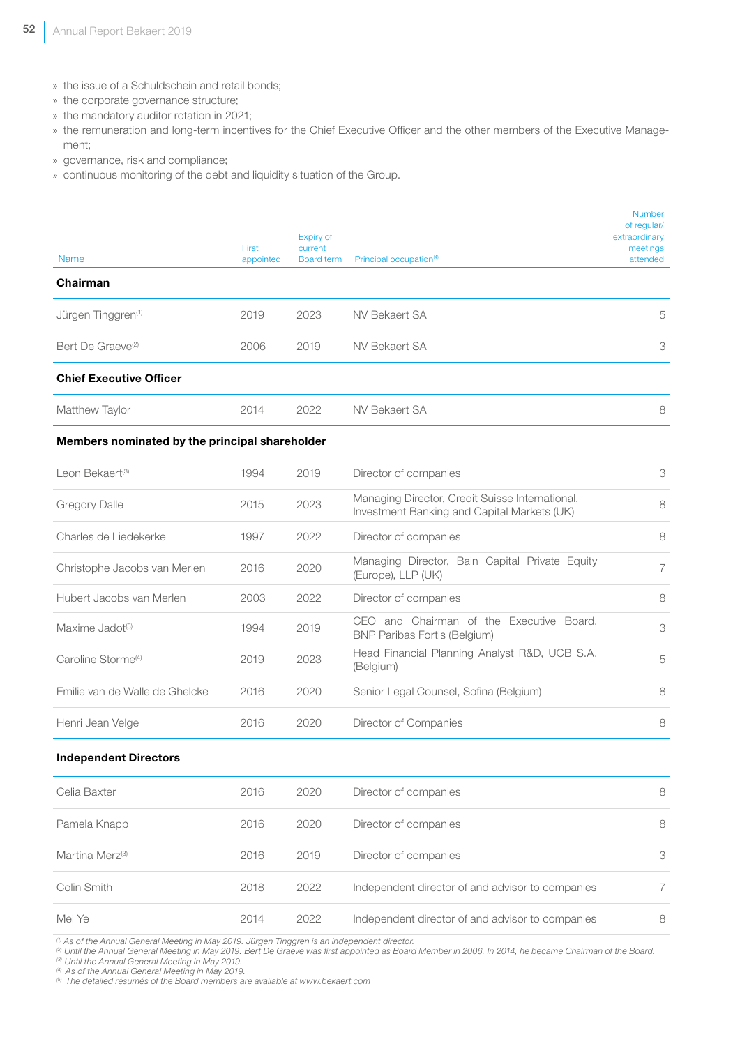» the issue of a Schuldschein and retail bonds;
» the corporate governance structure;
» the mandatory auditor rotation in 2021;
» the remuneration and long-term incentives for the Chief Executive Officer and the other members of the Executive Management;
» governance, risk and compliance;
» continuous monitoring of the debt and liquidity situation of the Group.

| Name | First appointed | Expiry of current Board term | Principal occupation[5] | Number of regular/ extraordinary meetings attended |
|---|---|---|---|---|
| **Chairman** | | | | |
| Jürgen Tinggren[1] | 2019 | 2023 | NV Bekaert SA | 5 |
| Bert De Graeve[2] | 2006 | 2019 | NV Bekaert SA | 3 |
| **Chief Executive Officer** | | | | |
| Matthew Taylor | 2014 | 2022 | NV Bekaert SA | 8 |
| **Members nominated by the principal shareholder** | | | | |
| Leon Bekaert[3] | 1994 | 2019 | Director of companies | 3 |
| Gregory Dalle | 2015 | 2023 | Managing Director, Credit Suisse International, Investment Banking and Capital Markets (UK) | 8 |
| Charles de Liedekerke | 1997 | 2022 | Director of companies | 8 |
| Christophe Jacobs van Merlen | 2016 | 2020 | Managing Director, Bain Capital Private Equity (Europe), LLP (UK) | 7 |
| Hubert Jacobs van Merlen | 2003 | 2022 | Director of companies | 8 |
| Maxime Jadot[3] | 1994 | 2019 | CEO and Chairman of the Executive Board, BNP Paribas Fortis (Belgium) | 3 |
| Caroline Storme[4] | 2019 | 2023 | Head Financial Planning Analyst R&D, UCB S.A. (Belgium) | 5 |
| Emilie van de Walle de Ghelcke | 2016 | 2020 | Senior Legal Counsel, Sofina (Belgium) | 8 |
| Henri Jean Velge | 2016 | 2020 | Director of Companies | 8 |
| **Independent Directors** | | | | |
| Celia Baxter | 2016 | 2020 | Director of companies | 8 |
| Pamela Knapp | 2016 | 2020 | Director of companies | 8 |
| Martina Merz[3] | 2016 | 2019 | Director of companies | 3 |
| Colin Smith | 2018 | 2022 | Independent director of and advisor to companies | 7 |
| Mei Ye | 2014 | 2022 | Independent director of and advisor to companies | 8 |

*[1] As of the Annual General Meeting in May 2019. Jürgen Tinggren is an independent director.*
*[2] Until the Annual General Meeting in May 2019. Bert De Graeve was first appointed as Board Member in 2006. In 2014, he became Chairman of the Board.*
*[3] Until the Annual General Meeting in May 2019.*
*[4] As of the Annual General Meeting in May 2019.*
*[5] The detailed résumés of the Board members are available at www.bekaert.com*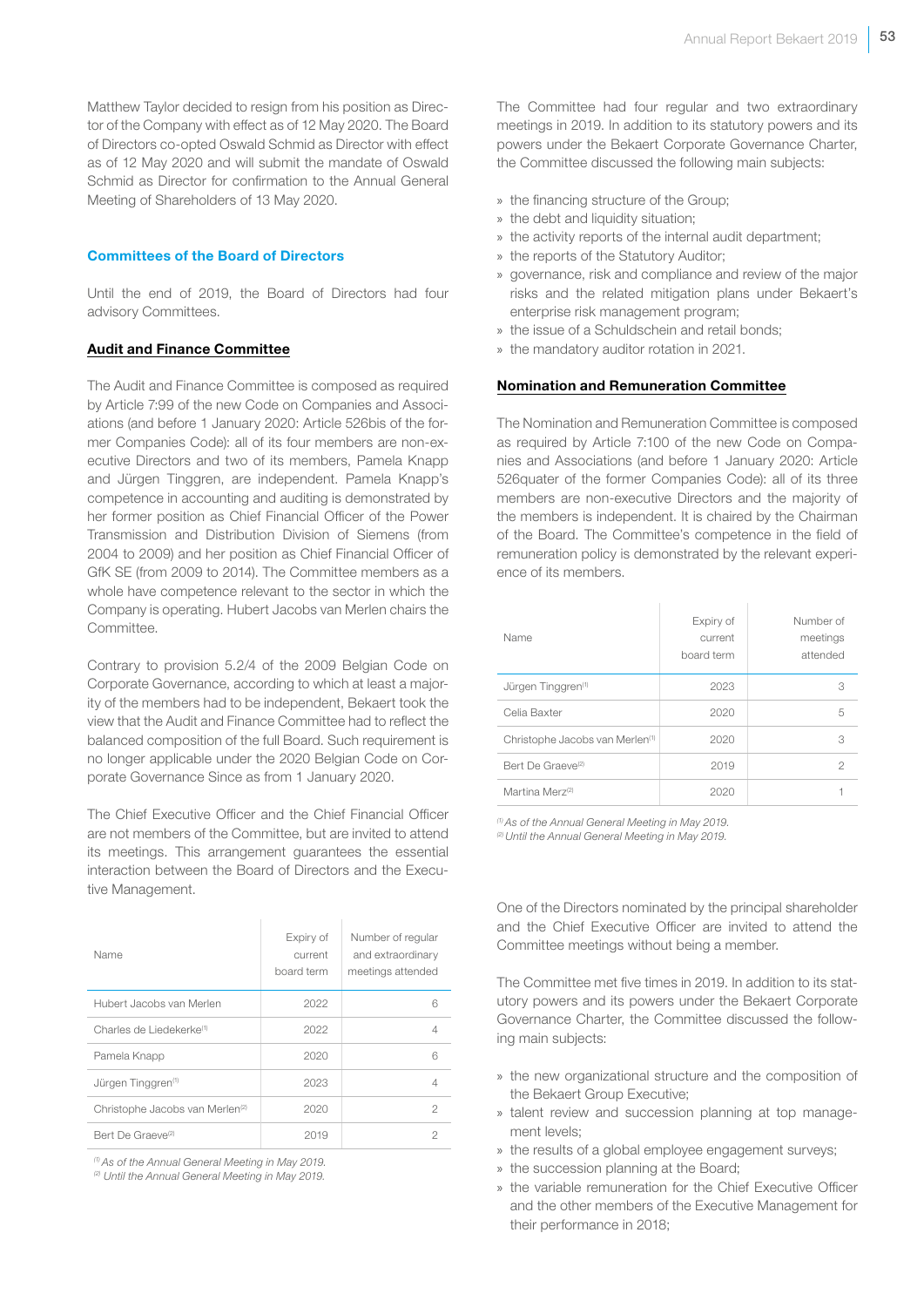Matthew Taylor decided to resign from his position as Director of the Company with effect as of 12 May 2020. The Board of Directors co-opted Oswald Schmid as Director with effect as of 12 May 2020 and will submit the mandate of Oswald Schmid as Director for confirmation to the Annual General Meeting of Shareholders of 13 May 2020.

## Committees of the Board of Directors

Until the end of 2019, the Board of Directors had four advisory Committees.

### Audit and Finance Committee

The Audit and Finance Committee is composed as required by Article 7:99 of the new Code on Companies and Associations (and before 1 January 2020: Article 526bis of the former Companies Code): all of its four members are non-executive Directors and two of its members, Pamela Knapp and Jürgen Tinggren, are independent. Pamela Knapp's competence in accounting and auditing is demonstrated by her former position as Chief Financial Officer of the Power Transmission and Distribution Division of Siemens (from 2004 to 2009) and her position as Chief Financial Officer of GfK SE (from 2009 to 2014). The Committee members as a whole have competence relevant to the sector in which the Company is operating. Hubert Jacobs van Merlen chairs the Committee.

Contrary to provision 5.2/4 of the 2009 Belgian Code on Corporate Governance, according to which at least a majority of the members had to be independent, Bekaert took the view that the Audit and Finance Committee had to reflect the balanced composition of the full Board. Such requirement is no longer applicable under the 2020 Belgian Code on Corporate Governance Since as from 1 January 2020.

The Chief Executive Officer and the Chief Financial Officer are not members of the Committee, but are invited to attend its meetings. This arrangement guarantees the essential interaction between the Board of Directors and the Executive Management.

| Name | Expiry of current board term | Number of regular and extraordinary meetings attended |
|---|---|---|
| Hubert Jacobs van Merlen | 2022 | 6 |
| Charles de Liedekerke[1] | 2022 | 4 |
| Pamela Knapp | 2020 | 6 |
| Jürgen Tinggren[1] | 2023 | 4 |
| Christophe Jacobs van Merlen[2] | 2020 | 2 |
| Bert De Graeve[2] | 2019 | 2 |

*[1] As of the Annual General Meeting in May 2019.*
*[2] Until the Annual General Meeting in May 2019.*

The Committee had four regular and two extraordinary meetings in 2019. In addition to its statutory powers and its powers under the Bekaert Corporate Governance Charter, the Committee discussed the following main subjects:

- the financing structure of the Group;
- the debt and liquidity situation;
- the activity reports of the internal audit department;
- the reports of the Statutory Auditor;
- governance, risk and compliance and review of the major risks and the related mitigation plans under Bekaert's enterprise risk management program;
- the issue of a Schuldschein and retail bonds;
- the mandatory auditor rotation in 2021.

### Nomination and Remuneration Committee

The Nomination and Remuneration Committee is composed as required by Article 7:100 of the new Code on Companies and Associations (and before 1 January 2020: Article 526quater of the former Companies Code): all of its three members are non-executive Directors and the majority of the members is independent. It is chaired by the Chairman of the Board. The Committee's competence in the field of remuneration policy is demonstrated by the relevant experience of its members.

| Name | Expiry of current board term | Number of meetings attended |
|---|---|---|
| Jürgen Tinggren[1] | 2023 | 3 |
| Celia Baxter | 2020 | 5 |
| Christophe Jacobs van Merlen[1] | 2020 | 3 |
| Bert De Graeve[2] | 2019 | 2 |
| Martina Merz[2] | 2020 | 1 |

*[1] As of the Annual General Meeting in May 2019.*
*[2] Until the Annual General Meeting in May 2019.*

One of the Directors nominated by the principal shareholder and the Chief Executive Officer are invited to attend the Committee meetings without being a member.

The Committee met five times in 2019. In addition to its statutory powers and its powers under the Bekaert Corporate Governance Charter, the Committee discussed the following main subjects:

- the new organizational structure and the composition of the Bekaert Group Executive;
- talent review and succession planning at top management levels;
- the results of a global employee engagement surveys;
- the succession planning at the Board;
- the variable remuneration for the Chief Executive Officer and the other members of the Executive Management for their performance in 2018;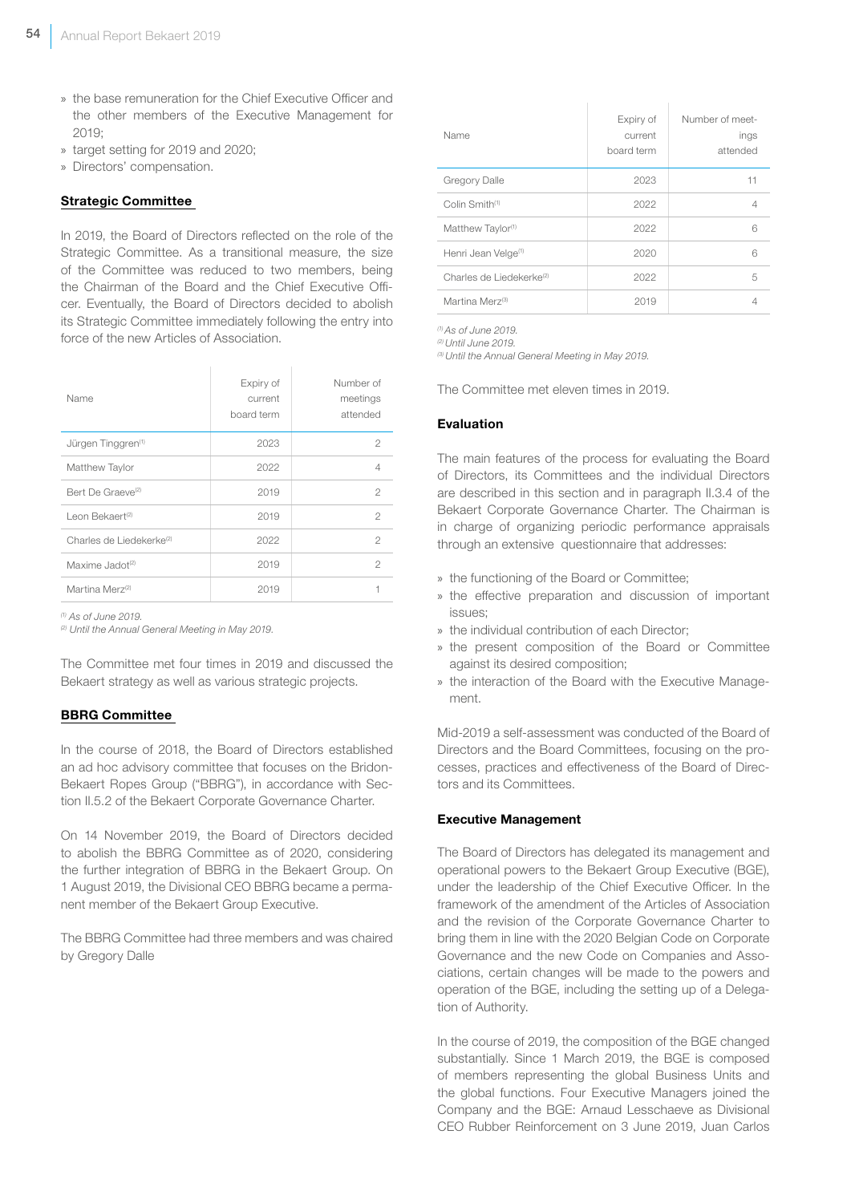- » the base remuneration for the Chief Executive Officer and the other members of the Executive Management for 2019;
- » target setting for 2019 and 2020;
- » Directors' compensation.

### Strategic Committee

In 2019, the Board of Directors reflected on the role of the Strategic Committee. As a transitional measure, the size of the Committee was reduced to two members, being the Chairman of the Board and the Chief Executive Officer. Eventually, the Board of Directors decided to abolish its Strategic Committee immediately following the entry into force of the new Articles of Association.

| Name | Expiry of current board term | Number of meetings attended |
|---|---|---|
| Jürgen Tinggren[1] | 2023 | 2 |
| Matthew Taylor | 2022 | 4 |
| Bert De Graeve[2] | 2019 | 2 |
| Leon Bekaert[2] | 2019 | 2 |
| Charles de Liedekerke[2] | 2022 | 2 |
| Maxime Jadot[2] | 2019 | 2 |
| Martina Merz[2] | 2019 | 1 |

*[1] As of June 2019.*
*[2] Until the Annual General Meeting in May 2019.*

The Committee met four times in 2019 and discussed the Bekaert strategy as well as various strategic projects.

### BBRG Committee

In the course of 2018, the Board of Directors established an ad hoc advisory committee that focuses on the Bridon-Bekaert Ropes Group ("BBRG"), in accordance with Section II.5.2 of the Bekaert Corporate Governance Charter.

On 14 November 2019, the Board of Directors decided to abolish the BBRG Committee as of 2020, considering the further integration of BBRG in the Bekaert Group. On 1 August 2019, the Divisional CEO BBRG became a permanent member of the Bekaert Group Executive.

The BBRG Committee had three members and was chaired by Gregory Dalle

| Name | Expiry of current board term | Number of meetings attended |
|---|---|---|
| Gregory Dalle | 2023 | 11 |
| Colin Smith[1] | 2022 | 4 |
| Matthew Taylor[1] | 2022 | 6 |
| Henri Jean Velge[1] | 2020 | 6 |
| Charles de Liedekerke[2] | 2022 | 5 |
| Martina Merz[3] | 2019 | 4 |

*[1] As of June 2019.*
*[2] Until June 2019.*
*[3] Until the Annual General Meeting in May 2019.*

The Committee met eleven times in 2019.

### Evaluation

The main features of the process for evaluating the Board of Directors, its Committees and the individual Directors are described in this section and in paragraph II.3.4 of the Bekaert Corporate Governance Charter. The Chairman is in charge of organizing periodic performance appraisals through an extensive questionnaire that addresses:

- » the functioning of the Board or Committee;
- » the effective preparation and discussion of important issues;
- » the individual contribution of each Director;
- » the present composition of the Board or Committee against its desired composition;
- » the interaction of the Board with the Executive Management.

Mid-2019 a self-assessment was conducted of the Board of Directors and the Board Committees, focusing on the processes, practices and effectiveness of the Board of Directors and its Committees.

### Executive Management

The Board of Directors has delegated its management and operational powers to the Bekaert Group Executive (BGE), under the leadership of the Chief Executive Officer. In the framework of the amendment of the Articles of Association and the revision of the Corporate Governance Charter to bring them in line with the 2020 Belgian Code on Corporate Governance and the new Code on Companies and Associations, certain changes will be made to the powers and operation of the BGE, including the setting up of a Delegation of Authority.

In the course of 2019, the composition of the BGE changed substantially. Since 1 March 2019, the BGE is composed of members representing the global Business Units and the global functions. Four Executive Managers joined the Company and the BGE: Arnaud Lesschaeve as Divisional CEO Rubber Reinforcement on 3 June 2019, Juan Carlos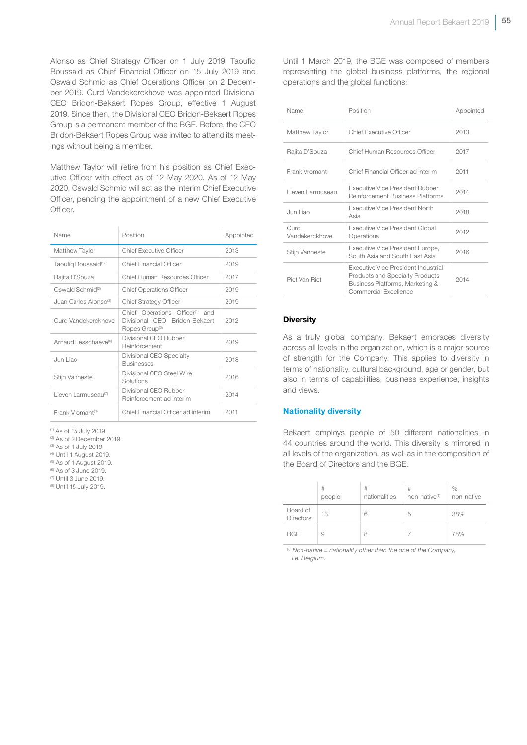Alonso as Chief Strategy Officer on 1 July 2019, Taoufiq Boussaid as Chief Financial Officer on 15 July 2019 and Oswald Schmid as Chief Operations Officer on 2 December 2019. Curd Vandekerckhove was appointed Divisional CEO Bridon-Bekaert Ropes Group, effective 1 August 2019. Since then, the Divisional CEO Bridon-Bekaert Ropes Group is a permanent member of the BGE. Before, the CEO Bridon-Bekaert Ropes Group was invited to attend its meetings without being a member.

Matthew Taylor will retire from his position as Chief Executive Officer with effect as of 12 May 2020. As of 12 May 2020, Oswald Schmid will act as the interim Chief Executive Officer, pending the appointment of a new Chief Executive Officer.

| Name | Position | Appointed |
|---|---|---|
| Matthew Taylor | Chief Executive Officer | 2013 |
| Taoufiq Boussaid[1] | Chief Financial Officer | 2019 |
| Rajita D'Souza | Chief Human Resources Officer | 2017 |
| Oswald Schmid[2] | Chief Operations Officer | 2019 |
| Juan Carlos Alonso[3] | Chief Strategy Officer | 2019 |
| Curd Vandekerckhove | Chief Operations Officer[4] and Divisional CEO Bridon-Bekaert Ropes Group[5] | 2012 |
| Arnaud Lesschaeve[6] | Divisional CEO Rubber Reinforcement | 2019 |
| Jun Liao | Divisional CEO Specialty Businesses | 2018 |
| Stijn Vanneste | Divisional CEO Steel Wire Solutions | 2016 |
| Lieven Larmuseau[7] | Divisional CEO Rubber Reinforcement ad interim | 2014 |
| Frank Vromant[8] | Chief Financial Officer ad interim | 2011 |

[1] As of 15 July 2019.
[2] As of 2 December 2019.
[3] As of 1 July 2019.
[4] Until 1 August 2019.
[5] As of 1 August 2019.
[6] As of 3 June 2019.
[7] Until 3 June 2019.
[8] Until 15 July 2019.

Until 1 March 2019, the BGE was composed of members representing the global business platforms, the regional operations and the global functions:

| Name | Position | Appointed |
|---|---|---|
| Matthew Taylor | Chief Executive Officer | 2013 |
| Rajita D'Souza | Chief Human Resources Officer | 2017 |
| Frank Vromant | Chief Financial Officer ad interim | 2011 |
| Lieven Larmuseau | Executive Vice President Rubber Reinforcement Business Platforms | 2014 |
| Jun Liao | Executive Vice President North Asia | 2018 |
| Curd Vandekerckhove | Executive Vice President Global Operations | 2012 |
| Stijn Vanneste | Executive Vice President Europe, South Asia and South East Asia | 2016 |
| Piet Van Riet | Executive Vice President Industrial Products and Specialty Products Business Platforms, Marketing & Commercial Excellence | 2014 |

## Diversity

As a truly global company, Bekaert embraces diversity across all levels in the organization, which is a major source of strength for the Company. This applies to diversity in terms of nationality, cultural background, age or gender, but also in terms of capabilities, business experience, insights and views.

### Nationality diversity

Bekaert employs people of 50 different nationalities in 44 countries around the world. This diversity is mirrored in all levels of the organization, as well as in the composition of the Board of Directors and the BGE.

| | # people | # nationalities | # non-native[1] | % non-native |
|---|---|---|---|---|
| Board of Directors | 13 | 6 | 5 | 38% |
| BGE | 9 | 8 | 7 | 78% |

*[1] Non-native = nationality other than the one of the Company, i.e. Belgium.*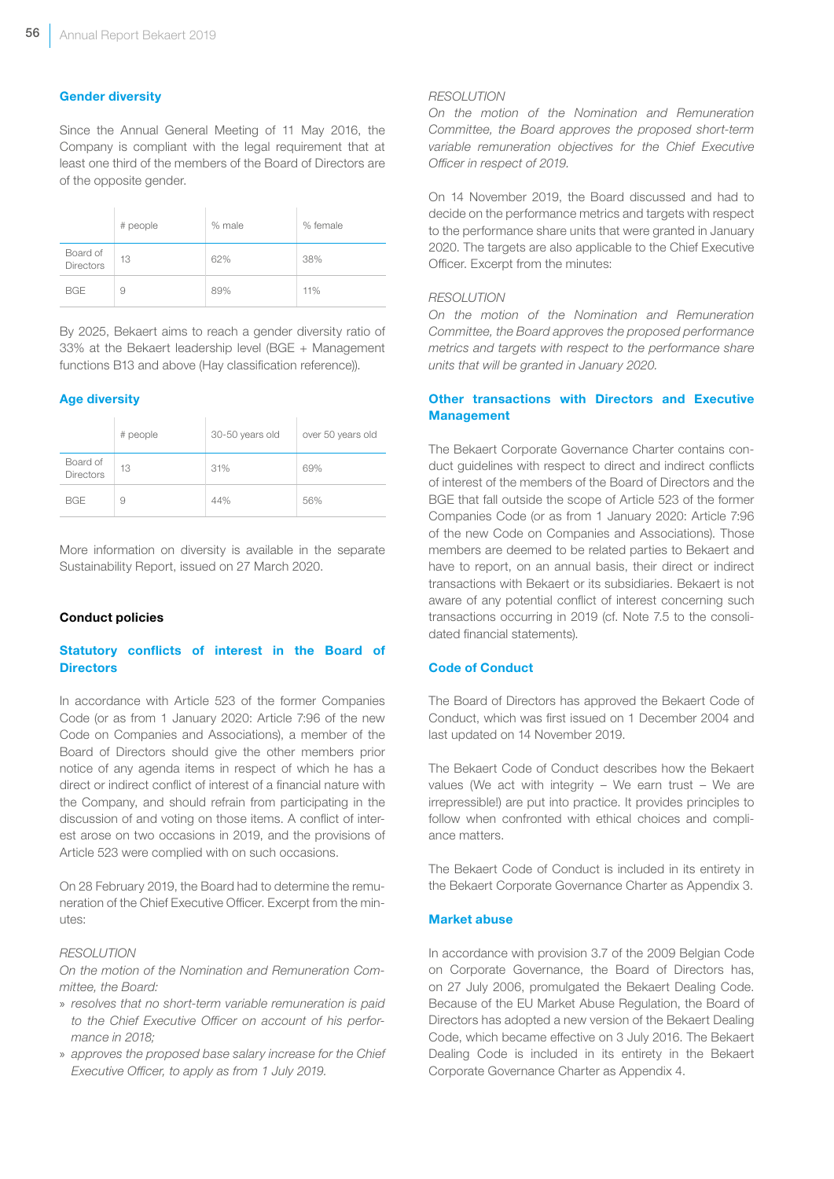### Gender diversity

Since the Annual General Meeting of 11 May 2016, the Company is compliant with the legal requirement that at least one third of the members of the Board of Directors are of the opposite gender.

| | # people | % male | % female |
|---|---|---|---|
| Board of Directors | 13 | 62% | 38% |
| BGE | 9 | 89% | 11% |

By 2025, Bekaert aims to reach a gender diversity ratio of 33% at the Bekaert leadership level (BGE + Management functions B13 and above (Hay classification reference)).

### Age diversity

| | # people | 30-50 years old | over 50 years old |
|---|---|---|---|
| Board of Directors | 13 | 31% | 69% |
| BGE | 9 | 44% | 56% |

More information on diversity is available in the separate Sustainability Report, issued on 27 March 2020.

## Conduct policies

### Statutory conflicts of interest in the Board of Directors

In accordance with Article 523 of the former Companies Code (or as from 1 January 2020: Article 7:96 of the new Code on Companies and Associations), a member of the Board of Directors should give the other members prior notice of any agenda items in respect of which he has a direct or indirect conflict of interest of a financial nature with the Company, and should refrain from participating in the discussion of and voting on those items. A conflict of interest arose on two occasions in 2019, and the provisions of Article 523 were complied with on such occasions.

On 28 February 2019, the Board had to determine the remuneration of the Chief Executive Officer. Excerpt from the minutes:

*RESOLUTION*
*On the motion of the Nomination and Remuneration Committee, the Board:*

- *resolves that no short-term variable remuneration is paid to the Chief Executive Officer on account of his performance in 2018;*
- *approves the proposed base salary increase for the Chief Executive Officer, to apply as from 1 July 2019.*

*RESOLUTION*
*On the motion of the Nomination and Remuneration Committee, the Board approves the proposed short-term variable remuneration objectives for the Chief Executive Officer in respect of 2019.*

On 14 November 2019, the Board discussed and had to decide on the performance metrics and targets with respect to the performance share units that were granted in January 2020. The targets are also applicable to the Chief Executive Officer. Excerpt from the minutes:

*RESOLUTION*
*On the motion of the Nomination and Remuneration Committee, the Board approves the proposed performance metrics and targets with respect to the performance share units that will be granted in January 2020.*

### Other transactions with Directors and Executive Management

The Bekaert Corporate Governance Charter contains conduct guidelines with respect to direct and indirect conflicts of interest of the members of the Board of Directors and the BGE that fall outside the scope of Article 523 of the former Companies Code (or as from 1 January 2020: Article 7:96 of the new Code on Companies and Associations). Those members are deemed to be related parties to Bekaert and have to report, on an annual basis, their direct or indirect transactions with Bekaert or its subsidiaries. Bekaert is not aware of any potential conflict of interest concerning such transactions occurring in 2019 (cf. Note 7.5 to the consolidated financial statements).

### Code of Conduct

The Board of Directors has approved the Bekaert Code of Conduct, which was first issued on 1 December 2004 and last updated on 14 November 2019.

The Bekaert Code of Conduct describes how the Bekaert values (We act with integrity – We earn trust – We are irrepressible!) are put into practice. It provides principles to follow when confronted with ethical choices and compliance matters.

The Bekaert Code of Conduct is included in its entirety in the Bekaert Corporate Governance Charter as Appendix 3.

### Market abuse

In accordance with provision 3.7 of the 2009 Belgian Code on Corporate Governance, the Board of Directors has, on 27 July 2006, promulgated the Bekaert Dealing Code. Because of the EU Market Abuse Regulation, the Board of Directors has adopted a new version of the Bekaert Dealing Code, which became effective on 3 July 2016. The Bekaert Dealing Code is included in its entirety in the Bekaert Corporate Governance Charter as Appendix 4.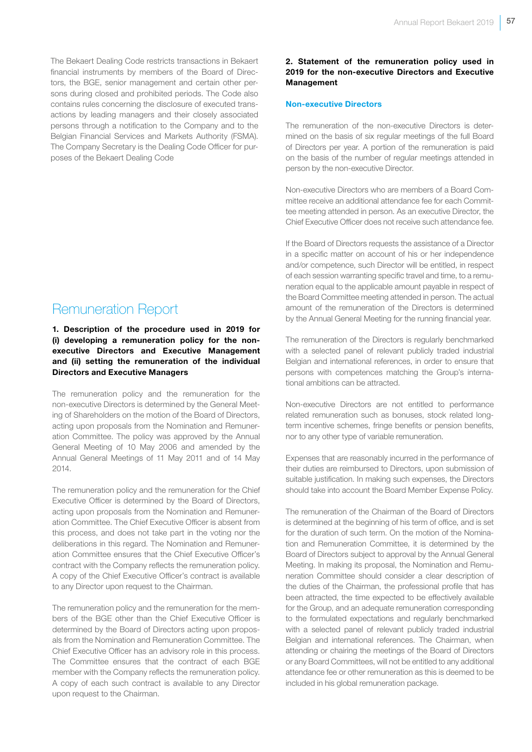The Bekaert Dealing Code restricts transactions in Bekaert financial instruments by members of the Board of Directors, the BGE, senior management and certain other persons during closed and prohibited periods. The Code also contains rules concerning the disclosure of executed transactions by leading managers and their closely associated persons through a notification to the Company and to the Belgian Financial Services and Markets Authority (FSMA). The Company Secretary is the Dealing Code Officer for purposes of the Bekaert Dealing Code

# Remuneration Report

**1. Description of the procedure used in 2019 for (i) developing a remuneration policy for the non-executive Directors and Executive Management and (ii) setting the remuneration of the individual Directors and Executive Managers**

The remuneration policy and the remuneration for the non-executive Directors is determined by the General Meeting of Shareholders on the motion of the Board of Directors, acting upon proposals from the Nomination and Remuneration Committee. The policy was approved by the Annual General Meeting of 10 May 2006 and amended by the Annual General Meetings of 11 May 2011 and of 14 May 2014.

The remuneration policy and the remuneration for the Chief Executive Officer is determined by the Board of Directors, acting upon proposals from the Nomination and Remuneration Committee. The Chief Executive Officer is absent from this process, and does not take part in the voting nor the deliberations in this regard. The Nomination and Remuneration Committee ensures that the Chief Executive Officer's contract with the Company reflects the remuneration policy. A copy of the Chief Executive Officer's contract is available to any Director upon request to the Chairman.

The remuneration policy and the remuneration for the members of the BGE other than the Chief Executive Officer is determined by the Board of Directors acting upon proposals from the Nomination and Remuneration Committee. The Chief Executive Officer has an advisory role in this process. The Committee ensures that the contract of each BGE member with the Company reflects the remuneration policy. A copy of each such contract is available to any Director upon request to the Chairman.

**2. Statement of the remuneration policy used in 2019 for the non-executive Directors and Executive Management**

### Non-executive Directors

The remuneration of the non-executive Directors is determined on the basis of six regular meetings of the full Board of Directors per year. A portion of the remuneration is paid on the basis of the number of regular meetings attended in person by the non-executive Director.

Non-executive Directors who are members of a Board Committee receive an additional attendance fee for each Committee meeting attended in person. As an executive Director, the Chief Executive Officer does not receive such attendance fee.

If the Board of Directors requests the assistance of a Director in a specific matter on account of his or her independence and/or competence, such Director will be entitled, in respect of each session warranting specific travel and time, to a remuneration equal to the applicable amount payable in respect of the Board Committee meeting attended in person. The actual amount of the remuneration of the Directors is determined by the Annual General Meeting for the running financial year.

The remuneration of the Directors is regularly benchmarked with a selected panel of relevant publicly traded industrial Belgian and international references, in order to ensure that persons with competences matching the Group's international ambitions can be attracted.

Non-executive Directors are not entitled to performance related remuneration such as bonuses, stock related long-term incentive schemes, fringe benefits or pension benefits, nor to any other type of variable remuneration.

Expenses that are reasonably incurred in the performance of their duties are reimbursed to Directors, upon submission of suitable justification. In making such expenses, the Directors should take into account the Board Member Expense Policy.

The remuneration of the Chairman of the Board of Directors is determined at the beginning of his term of office, and is set for the duration of such term. On the motion of the Nomination and Remuneration Committee, it is determined by the Board of Directors subject to approval by the Annual General Meeting. In making its proposal, the Nomination and Remuneration Committee should consider a clear description of the duties of the Chairman, the professional profile that has been attracted, the time expected to be effectively available for the Group, and an adequate remuneration corresponding to the formulated expectations and regularly benchmarked with a selected panel of relevant publicly traded industrial Belgian and international references. The Chairman, when attending or chairing the meetings of the Board of Directors or any Board Committees, will not be entitled to any additional attendance fee or other remuneration as this is deemed to be included in his global remuneration package.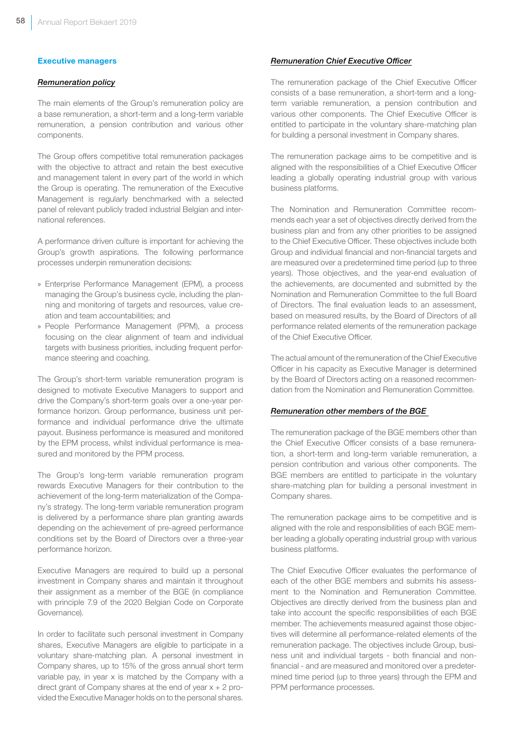## Executive managers

### *Remuneration policy*

The main elements of the Group's remuneration policy are a base remuneration, a short-term and a long-term variable remuneration, a pension contribution and various other components.

The Group offers competitive total remuneration packages with the objective to attract and retain the best executive and management talent in every part of the world in which the Group is operating. The remuneration of the Executive Management is regularly benchmarked with a selected panel of relevant publicly traded industrial Belgian and international references.

A performance driven culture is important for achieving the Group's growth aspirations. The following performance processes underpin remuneration decisions:

- Enterprise Performance Management (EPM), a process managing the Group's business cycle, including the planning and monitoring of targets and resources, value creation and team accountabilities; and
- People Performance Management (PPM), a process focusing on the clear alignment of team and individual targets with business priorities, including frequent performance steering and coaching.

The Group's short-term variable remuneration program is designed to motivate Executive Managers to support and drive the Company's short-term goals over a one-year performance horizon. Group performance, business unit performance and individual performance drive the ultimate payout. Business performance is measured and monitored by the EPM process, whilst individual performance is measured and monitored by the PPM process.

The Group's long-term variable remuneration program rewards Executive Managers for their contribution to the achievement of the long-term materialization of the Company's strategy. The long-term variable remuneration program is delivered by a performance share plan granting awards depending on the achievement of pre-agreed performance conditions set by the Board of Directors over a three-year performance horizon.

Executive Managers are required to build up a personal investment in Company shares and maintain it throughout their assignment as a member of the BGE (in compliance with principle 7.9 of the 2020 Belgian Code on Corporate Governance).

In order to facilitate such personal investment in Company shares, Executive Managers are eligible to participate in a voluntary share-matching plan. A personal investment in Company shares, up to 15% of the gross annual short term variable pay, in year x is matched by the Company with a direct grant of Company shares at the end of year x + 2 provided the Executive Manager holds on to the personal shares.

### *Remuneration Chief Executive Officer*

The remuneration package of the Chief Executive Officer consists of a base remuneration, a short-term and a long-term variable remuneration, a pension contribution and various other components. The Chief Executive Officer is entitled to participate in the voluntary share-matching plan for building a personal investment in Company shares.

The remuneration package aims to be competitive and is aligned with the responsibilities of a Chief Executive Officer leading a globally operating industrial group with various business platforms.

The Nomination and Remuneration Committee recommends each year a set of objectives directly derived from the business plan and from any other priorities to be assigned to the Chief Executive Officer. These objectives include both Group and individual financial and non-financial targets and are measured over a predetermined time period (up to three years). Those objectives, and the year-end evaluation of the achievements, are documented and submitted by the Nomination and Remuneration Committee to the full Board of Directors. The final evaluation leads to an assessment, based on measured results, by the Board of Directors of all performance related elements of the remuneration package of the Chief Executive Officer.

The actual amount of the remuneration of the Chief Executive Officer in his capacity as Executive Manager is determined by the Board of Directors acting on a reasoned recommendation from the Nomination and Remuneration Committee.

### *Remuneration other members of the BGE*

The remuneration package of the BGE members other than the Chief Executive Officer consists of a base remuneration, a short-term and long-term variable remuneration, a pension contribution and various other components. The BGE members are entitled to participate in the voluntary share-matching plan for building a personal investment in Company shares.

The remuneration package aims to be competitive and is aligned with the role and responsibilities of each BGE member leading a globally operating industrial group with various business platforms.

The Chief Executive Officer evaluates the performance of each of the other BGE members and submits his assessment to the Nomination and Remuneration Committee. Objectives are directly derived from the business plan and take into account the specific responsibilities of each BGE member. The achievements measured against those objectives will determine all performance-related elements of the remuneration package. The objectives include Group, business unit and individual targets - both financial and non-financial - and are measured and monitored over a predetermined time period (up to three years) through the EPM and PPM performance processes.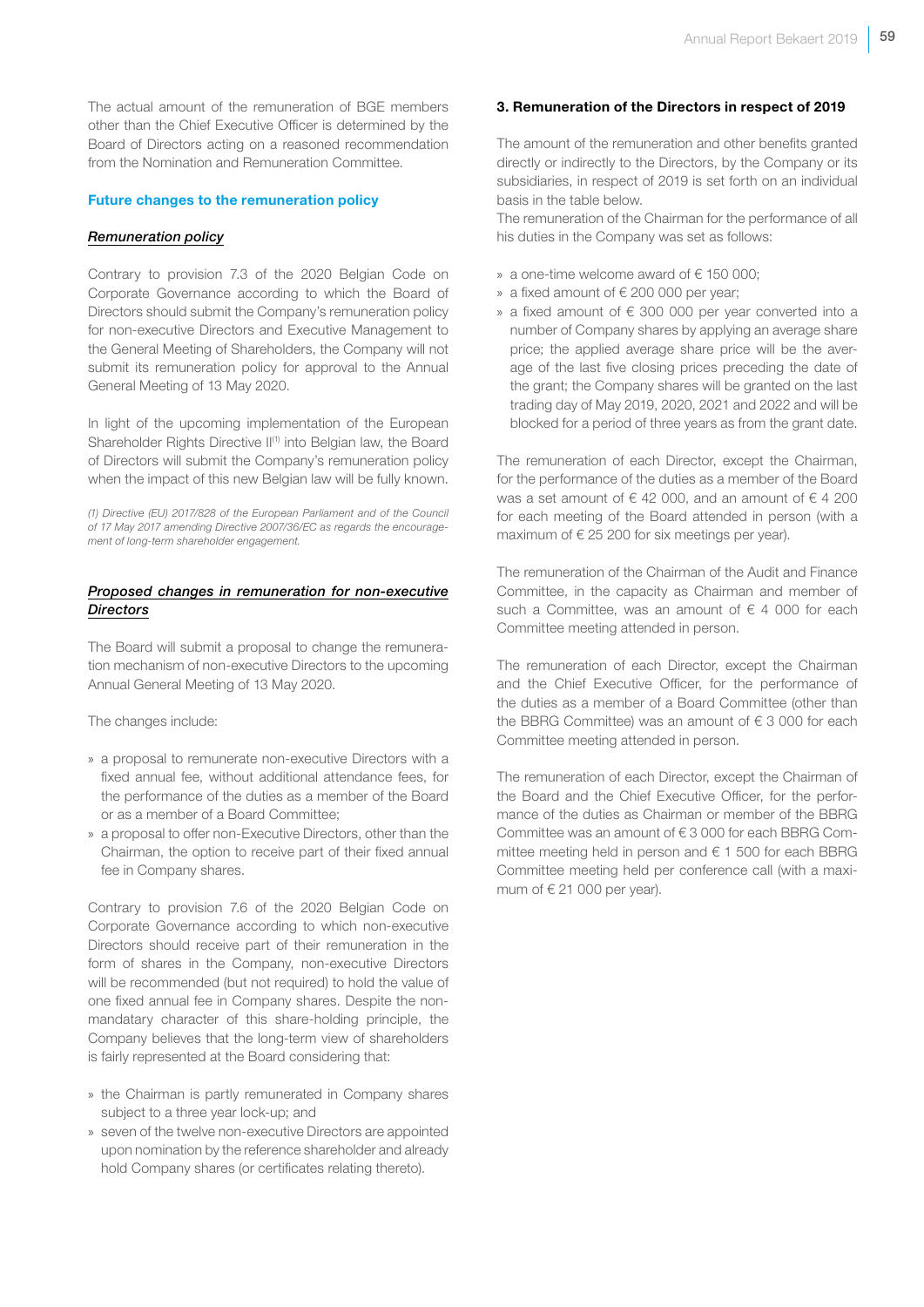The actual amount of the remuneration of BGE members other than the Chief Executive Officer is determined by the Board of Directors acting on a reasoned recommendation from the Nomination and Remuneration Committee.

### Future changes to the remuneration policy

#### *Remuneration policy*

Contrary to provision 7.3 of the 2020 Belgian Code on Corporate Governance according to which the Board of Directors should submit the Company's remuneration policy for non-executive Directors and Executive Management to the General Meeting of Shareholders, the Company will not submit its remuneration policy for approval to the Annual General Meeting of 13 May 2020.

In light of the upcoming implementation of the European Shareholder Rights Directive II[1] into Belgian law, the Board of Directors will submit the Company's remuneration policy when the impact of this new Belgian law will be fully known.

*(1) Directive (EU) 2017/828 of the European Parliament and of the Council of 17 May 2017 amending Directive 2007/36/EC as regards the encouragement of long-term shareholder engagement.*

#### *Proposed changes in remuneration for non-executive Directors*

The Board will submit a proposal to change the remuneration mechanism of non-executive Directors to the upcoming Annual General Meeting of 13 May 2020.

The changes include:

- a proposal to remunerate non-executive Directors with a fixed annual fee, without additional attendance fees, for the performance of the duties as a member of the Board or as a member of a Board Committee;
- a proposal to offer non-Executive Directors, other than the Chairman, the option to receive part of their fixed annual fee in Company shares.

Contrary to provision 7.6 of the 2020 Belgian Code on Corporate Governance according to which non-executive Directors should receive part of their remuneration in the form of shares in the Company, non-executive Directors will be recommended (but not required) to hold the value of one fixed annual fee in Company shares. Despite the non-mandatary character of this share-holding principle, the Company believes that the long-term view of shareholders is fairly represented at the Board considering that:

- the Chairman is partly remunerated in Company shares subject to a three year lock-up; and
- seven of the twelve non-executive Directors are appointed upon nomination by the reference shareholder and already hold Company shares (or certificates relating thereto).

### 3. Remuneration of the Directors in respect of 2019

The amount of the remuneration and other benefits granted directly or indirectly to the Directors, by the Company or its subsidiaries, in respect of 2019 is set forth on an individual basis in the table below.
The remuneration of the Chairman for the performance of all his duties in the Company was set as follows:

- a one-time welcome award of € 150 000;
- a fixed amount of € 200 000 per year;
- a fixed amount of € 300 000 per year converted into a number of Company shares by applying an average share price; the applied average share price will be the average of the last five closing prices preceding the date of the grant; the Company shares will be granted on the last trading day of May 2019, 2020, 2021 and 2022 and will be blocked for a period of three years as from the grant date.

The remuneration of each Director, except the Chairman, for the performance of the duties as a member of the Board was a set amount of € 42 000, and an amount of € 4 200 for each meeting of the Board attended in person (with a maximum of € 25 200 for six meetings per year).

The remuneration of the Chairman of the Audit and Finance Committee, in the capacity as Chairman and member of such a Committee, was an amount of € 4 000 for each Committee meeting attended in person.

The remuneration of each Director, except the Chairman and the Chief Executive Officer, for the performance of the duties as a member of a Board Committee (other than the BBRG Committee) was an amount of € 3 000 for each Committee meeting attended in person.

The remuneration of each Director, except the Chairman of the Board and the Chief Executive Officer, for the performance of the duties as Chairman or member of the BBRG Committee was an amount of € 3 000 for each BBRG Committee meeting held in person and € 1 500 for each BBRG Committee meeting held per conference call (with a maximum of € 21 000 per year).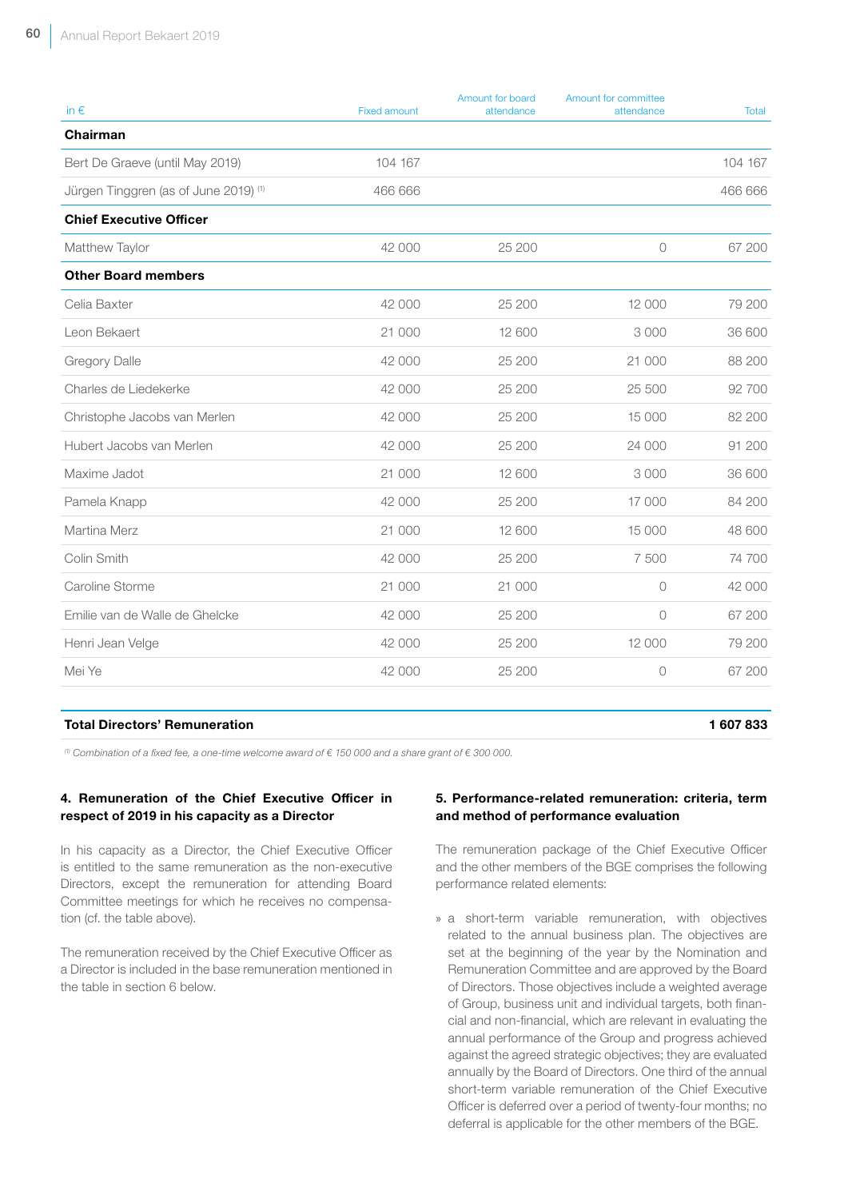| in € | Fixed amount | Amount for board attendance | Amount for committee attendance | Total |
|---|---|---|---|---|
| **Chairman** | | | | |
| Bert De Graeve (until May 2019) | 104 167 | | | 104 167 |
| Jürgen Tinggren (as of June 2019) [1] | 466 666 | | | 466 666 |
| **Chief Executive Officer** | | | | |
| Matthew Taylor | 42 000 | 25 200 | 0 | 67 200 |
| **Other Board members** | | | | |
| Celia Baxter | 42 000 | 25 200 | 12 000 | 79 200 |
| Leon Bekaert | 21 000 | 12 600 | 3 000 | 36 600 |
| Gregory Dalle | 42 000 | 25 200 | 21 000 | 88 200 |
| Charles de Liedekerke | 42 000 | 25 200 | 25 500 | 92 700 |
| Christophe Jacobs van Merlen | 42 000 | 25 200 | 15 000 | 82 200 |
| Hubert Jacobs van Merlen | 42 000 | 25 200 | 24 000 | 91 200 |
| Maxime Jadot | 21 000 | 12 600 | 3 000 | 36 600 |
| Pamela Knapp | 42 000 | 25 200 | 17 000 | 84 200 |
| Martina Merz | 21 000 | 12 600 | 15 000 | 48 600 |
| Colin Smith | 42 000 | 25 200 | 7 500 | 74 700 |
| Caroline Storme | 21 000 | 21 000 | 0 | 42 000 |
| Emilie van de Walle de Ghelcke | 42 000 | 25 200 | 0 | 67 200 |
| Henri Jean Velge | 42 000 | 25 200 | 12 000 | 79 200 |
| Mei Ye | 42 000 | 25 200 | 0 | 67 200 |
| **Total Directors' Remuneration** | | | | **1 607 833** |

*[1] Combination of a fixed fee, a one-time welcome award of € 150 000 and a share grant of € 300 000.*

### 4. Remuneration of the Chief Executive Officer in respect of 2019 in his capacity as a Director

In his capacity as a Director, the Chief Executive Officer is entitled to the same remuneration as the non-executive Directors, except the remuneration for attending Board Committee meetings for which he receives no compensation (cf. the table above).

The remuneration received by the Chief Executive Officer as a Director is included in the base remuneration mentioned in the table in section 6 below.

### 5. Performance-related remuneration: criteria, term and method of performance evaluation

The remuneration package of the Chief Executive Officer and the other members of the BGE comprises the following performance related elements:

» a short-term variable remuneration, with objectives related to the annual business plan. The objectives are set at the beginning of the year by the Nomination and Remuneration Committee and are approved by the Board of Directors. Those objectives include a weighted average of Group, business unit and individual targets, both financial and non-financial, which are relevant in evaluating the annual performance of the Group and progress achieved against the agreed strategic objectives; they are evaluated annually by the Board of Directors. One third of the annual short-term variable remuneration of the Chief Executive Officer is deferred over a period of twenty-four months; no deferral is applicable for the other members of the BGE.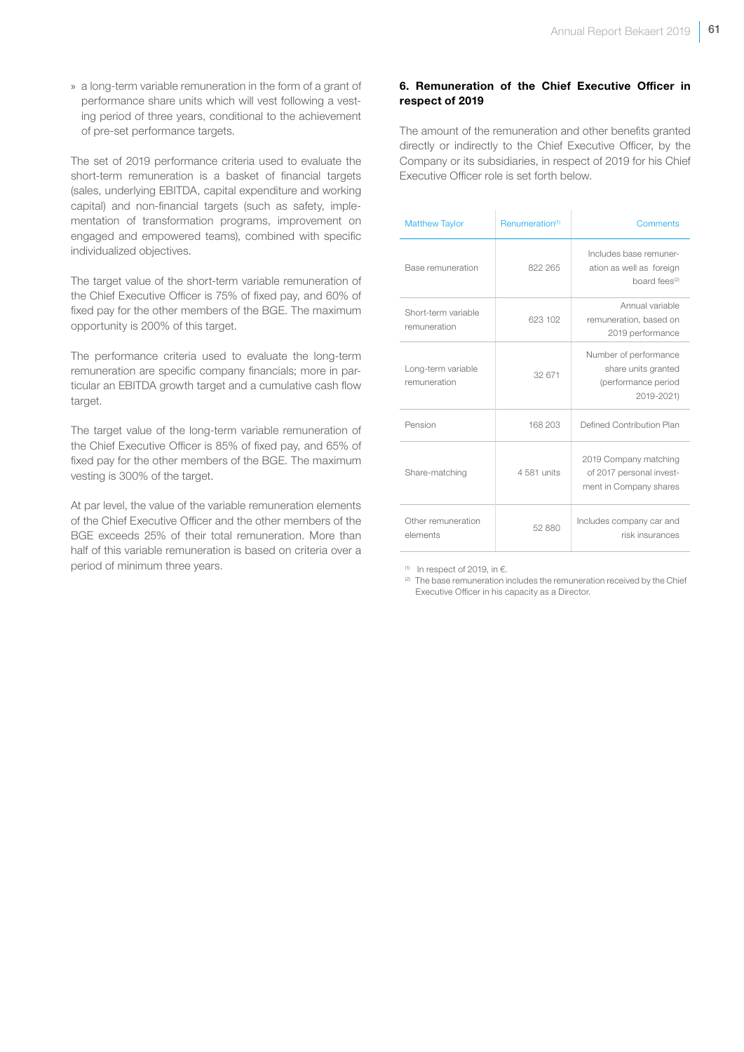» a long-term variable remuneration in the form of a grant of performance share units which will vest following a vesting period of three years, conditional to the achievement of pre-set performance targets.

The set of 2019 performance criteria used to evaluate the short-term remuneration is a basket of financial targets (sales, underlying EBITDA, capital expenditure and working capital) and non-financial targets (such as safety, implementation of transformation programs, improvement on engaged and empowered teams), combined with specific individualized objectives.

The target value of the short-term variable remuneration of the Chief Executive Officer is 75% of fixed pay, and 60% of fixed pay for the other members of the BGE. The maximum opportunity is 200% of this target.

The performance criteria used to evaluate the long-term remuneration are specific company financials; more in particular an EBITDA growth target and a cumulative cash flow target.

The target value of the long-term variable remuneration of the Chief Executive Officer is 85% of fixed pay, and 65% of fixed pay for the other members of the BGE. The maximum vesting is 300% of the target.

At par level, the value of the variable remuneration elements of the Chief Executive Officer and the other members of the BGE exceeds 25% of their total remuneration. More than half of this variable remuneration is based on criteria over a period of minimum three years.

#### 6. Remuneration of the Chief Executive Officer in respect of 2019

The amount of the remuneration and other benefits granted directly or indirectly to the Chief Executive Officer, by the Company or its subsidiaries, in respect of 2019 for his Chief Executive Officer role is set forth below.

| Matthew Taylor | Renumeration[1] | Comments |
|---|---|---|
| Base remuneration | 822 265 | Includes base remuneration as well as foreign board fees[2] |
| Short-term variable remuneration | 623 102 | Annual variable remuneration, based on 2019 performance |
| Long-term variable remuneration | 32 671 | Number of performance share units granted (performance period 2019-2021) |
| Pension | 168 203 | Defined Contribution Plan |
| Share-matching | 4 581 units | 2019 Company matching of 2017 personal investment in Company shares |
| Other remuneration elements | 52 880 | Includes company car and risk insurances |

[1] In respect of 2019, in €.
[2] The base remuneration includes the remuneration received by the Chief Executive Officer in his capacity as a Director.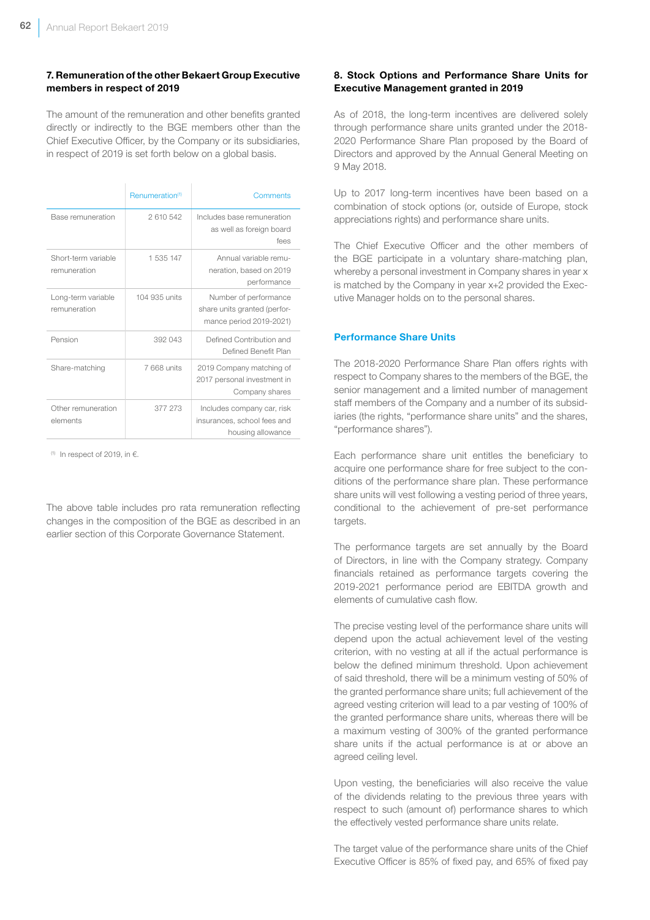## 7. Remuneration of the other Bekaert Group Executive members in respect of 2019

The amount of the remuneration and other benefits granted directly or indirectly to the BGE members other than the Chief Executive Officer, by the Company or its subsidiaries, in respect of 2019 is set forth below on a global basis.

| | Renumeration[1] | Comments |
|---|---|---|
| Base remuneration | 2 610 542 | Includes base remuneration as well as foreign board fees |
| Short-term variable remuneration | 1 535 147 | Annual variable remuneration, based on 2019 performance |
| Long-term variable remuneration | 104 935 units | Number of performance share units granted (performance period 2019-2021) |
| Pension | 392 043 | Defined Contribution and Defined Benefit Plan |
| Share-matching | 7 668 units | 2019 Company matching of 2017 personal investment in Company shares |
| Other remuneration elements | 377 273 | Includes company car, risk insurances, school fees and housing allowance |

[1] In respect of 2019, in €.

The above table includes pro rata remuneration reflecting changes in the composition of the BGE as described in an earlier section of this Corporate Governance Statement.

## 8. Stock Options and Performance Share Units for Executive Management granted in 2019

As of 2018, the long-term incentives are delivered solely through performance share units granted under the 2018-2020 Performance Share Plan proposed by the Board of Directors and approved by the Annual General Meeting on 9 May 2018.

Up to 2017 long-term incentives have been based on a combination of stock options (or, outside of Europe, stock appreciations rights) and performance share units.

The Chief Executive Officer and the other members of the BGE participate in a voluntary share-matching plan, whereby a personal investment in Company shares in year x is matched by the Company in year x+2 provided the Executive Manager holds on to the personal shares.

### Performance Share Units

The 2018-2020 Performance Share Plan offers rights with respect to Company shares to the members of the BGE, the senior management and a limited number of management staff members of the Company and a number of its subsidiaries (the rights, "performance share units" and the shares, "performance shares").

Each performance share unit entitles the beneficiary to acquire one performance share for free subject to the conditions of the performance share plan. These performance share units will vest following a vesting period of three years, conditional to the achievement of pre-set performance targets.

The performance targets are set annually by the Board of Directors, in line with the Company strategy. Company financials retained as performance targets covering the 2019-2021 performance period are EBITDA growth and elements of cumulative cash flow.

The precise vesting level of the performance share units will depend upon the actual achievement level of the vesting criterion, with no vesting at all if the actual performance is below the defined minimum threshold. Upon achievement of said threshold, there will be a minimum vesting of 50% of the granted performance share units; full achievement of the agreed vesting criterion will lead to a par vesting of 100% of the granted performance share units, whereas there will be a maximum vesting of 300% of the granted performance share units if the actual performance is at or above an agreed ceiling level.

Upon vesting, the beneficiaries will also receive the value of the dividends relating to the previous three years with respect to such (amount of) performance shares to which the effectively vested performance share units relate.

The target value of the performance share units of the Chief Executive Officer is 85% of fixed pay, and 65% of fixed pay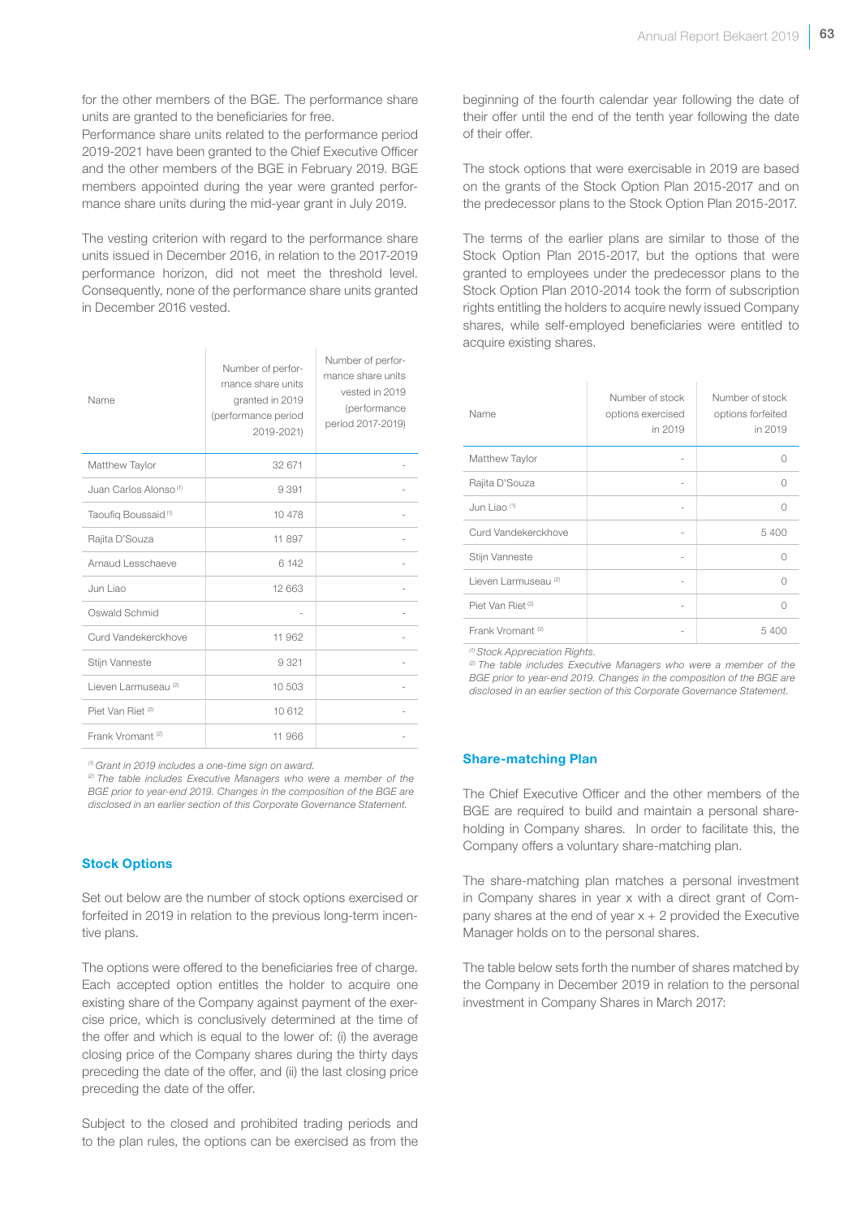for the other members of the BGE. The performance share units are granted to the beneficiaries for free.
Performance share units related to the performance period 2019-2021 have been granted to the Chief Executive Officer and the other members of the BGE in February 2019. BGE members appointed during the year were granted performance share units during the mid-year grant in July 2019.

The vesting criterion with regard to the performance share units issued in December 2016, in relation to the 2017-2019 performance horizon, did not meet the threshold level. Consequently, none of the performance share units granted in December 2016 vested.

| Name | Number of performance share units granted in 2019 (performance period 2019-2021) | Number of performance share units vested in 2019 (performance period 2017-2019) |
|---|---|---|
| Matthew Taylor | 32 671 | - |
| Juan Carlos Alonso [1] | 9 391 | - |
| Taoufiq Boussaid [1] | 10 478 | - |
| Rajita D'Souza | 11 897 | - |
| Arnaud Lesschaeve | 6 142 | - |
| Jun Liao | 12 663 | - |
| Oswald Schmid | - | - |
| Curd Vandekerckhove | 11 962 | - |
| Stijn Vanneste | 9 321 | - |
| Lieven Larmuseau [2] | 10 503 | - |
| Piet Van Riet [2] | 10 612 | - |
| Frank Vromant [2] | 11 966 | - |

*[1] Grant in 2019 includes a one-time sign on award.*
*[2] The table includes Executive Managers who were a member of the BGE prior to year-end 2019. Changes in the composition of the BGE are disclosed in an earlier section of this Corporate Governance Statement.*

### Stock Options

Set out below are the number of stock options exercised or forfeited in 2019 in relation to the previous long-term incentive plans.

The options were offered to the beneficiaries free of charge. Each accepted option entitles the holder to acquire one existing share of the Company against payment of the exercise price, which is conclusively determined at the time of the offer and which is equal to the lower of: (i) the average closing price of the Company shares during the thirty days preceding the date of the offer, and (ii) the last closing price preceding the date of the offer.

Subject to the closed and prohibited trading periods and to the plan rules, the options can be exercised as from the beginning of the fourth calendar year following the date of their offer until the end of the tenth year following the date of their offer.

The stock options that were exercisable in 2019 are based on the grants of the Stock Option Plan 2015-2017 and on the predecessor plans to the Stock Option Plan 2015-2017.

The terms of the earlier plans are similar to those of the Stock Option Plan 2015-2017, but the options that were granted to employees under the predecessor plans to the Stock Option Plan 2010-2014 took the form of subscription rights entitling the holders to acquire newly issued Company shares, while self-employed beneficiaries were entitled to acquire existing shares.

| Name | Number of stock options exercised in 2019 | Number of stock options forfeited in 2019 |
|---|---|---|
| Matthew Taylor | - | 0 |
| Rajita D'Souza | - | 0 |
| Jun Liao [1] | - | 0 |
| Curd Vandekerckhove | - | 5 400 |
| Stijn Vanneste | - | 0 |
| Lieven Larmuseau [2] | - | 0 |
| Piet Van Riet [2] | - | 0 |
| Frank Vromant [2] | - | 5 400 |

*[1] Stock Appreciation Rights.*
*[2] The table includes Executive Managers who were a member of the BGE prior to year-end 2019. Changes in the composition of the BGE are disclosed in an earlier section of this Corporate Governance Statement.*

### Share-matching Plan

The Chief Executive Officer and the other members of the BGE are required to build and maintain a personal shareholding in Company shares. In order to facilitate this, the Company offers a voluntary share-matching plan.

The share-matching plan matches a personal investment in Company shares in year x with a direct grant of Company shares at the end of year x + 2 provided the Executive Manager holds on to the personal shares.

The table below sets forth the number of shares matched by the Company in December 2019 in relation to the personal investment in Company Shares in March 2017: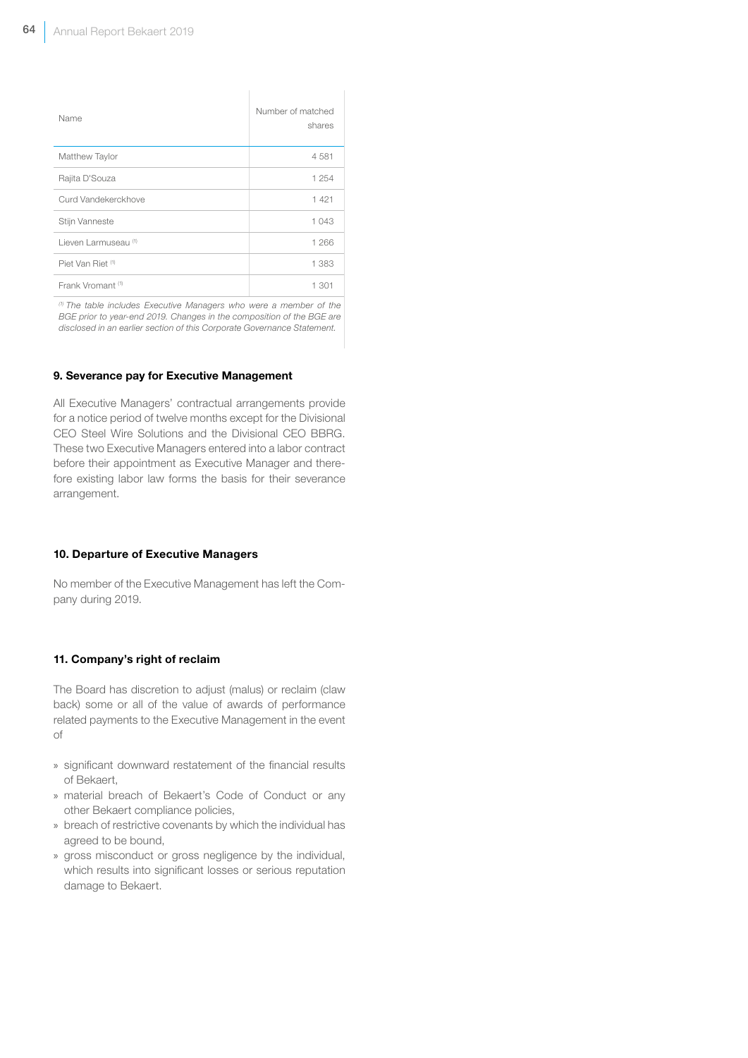| Name | Number of matched shares |
|---|---|
| Matthew Taylor | 4 581 |
| Rajita D'Souza | 1 254 |
| Curd Vandekerckhove | 1 421 |
| Stijn Vanneste | 1 043 |
| Lieven Larmuseau [1] | 1 266 |
| Piet Van Riet [1] | 1 383 |
| Frank Vromant [1] | 1 301 |

*[1] The table includes Executive Managers who were a member of the BGE prior to year-end 2019. Changes in the composition of the BGE are disclosed in an earlier section of this Corporate Governance Statement.*

#### 9. Severance pay for Executive Management

All Executive Managers' contractual arrangements provide for a notice period of twelve months except for the Divisional CEO Steel Wire Solutions and the Divisional CEO BBRG. These two Executive Managers entered into a labor contract before their appointment as Executive Manager and therefore existing labor law forms the basis for their severance arrangement.

#### 10. Departure of Executive Managers

No member of the Executive Management has left the Company during 2019.

#### 11. Company's right of reclaim

The Board has discretion to adjust (malus) or reclaim (claw back) some or all of the value of awards of performance related payments to the Executive Management in the event of

- significant downward restatement of the financial results of Bekaert,
- material breach of Bekaert's Code of Conduct or any other Bekaert compliance policies,
- breach of restrictive covenants by which the individual has agreed to be bound,
- gross misconduct or gross negligence by the individual, which results into significant losses or serious reputation damage to Bekaert.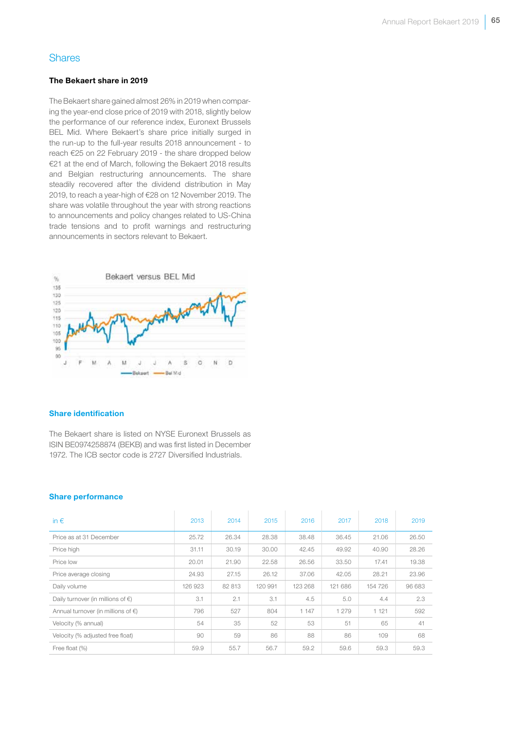## Shares

### The Bekaert share in 2019

The Bekaert share gained almost 26% in 2019 when comparing the year-end close price of 2019 with 2018, slightly below the performance of our reference index, Euronext Brussels BEL Mid. Where Bekaert's share price initially surged in the run-up to the full-year results 2018 announcement - to reach €25 on 22 February 2019 - the share dropped below €21 at the end of March, following the Bekaert 2018 results and Belgian restructuring announcements. The share steadily recovered after the dividend distribution in May 2019, to reach a year-high of €28 on 12 November 2019. The share was volatile throughout the year with strong reactions to announcements and policy changes related to US-China trade tensions and to profit warnings and restructuring announcements in sectors relevant to Bekaert.

### Share identification

The Bekaert share is listed on NYSE Euronext Brussels as ISIN BE0974258874 (BEKB) and was first listed in December 1972. The ICB sector code is 2727 Diversified Industrials.

### Share performance

| in € | 2013 | 2014 | 2015 | 2016 | 2017 | 2018 | 2019 |
|---|---|---|---|---|---|---|---|
| Price as at 31 December | 25.72 | 26.34 | 28.38 | 38.48 | 36.45 | 21.06 | 26.50 |
| Price high | 31.11 | 30.19 | 30.00 | 42.45 | 49.92 | 40.90 | 28.26 |
| Price low | 20.01 | 21.90 | 22.58 | 26.56 | 33.50 | 17.41 | 19.38 |
| Price average closing | 24.93 | 27.15 | 26.12 | 37.06 | 42.05 | 28.21 | 23.96 |
| Daily volume | 126 923 | 82 813 | 120 991 | 123 268 | 121 686 | 154 726 | 96 683 |
| Daily turnover (in millions of €) | 3.1 | 2.1 | 3.1 | 4.5 | 5.0 | 4.4 | 2.3 |
| Annual turnover (in millions of €) | 796 | 527 | 804 | 1 147 | 1 279 | 1 121 | 592 |
| Velocity (% annual) | 54 | 35 | 52 | 53 | 51 | 65 | 41 |
| Velocity (% adjusted free float) | 90 | 59 | 86 | 88 | 86 | 109 | 68 |
| Free float (%) | 59.9 | 55.7 | 56.7 | 59.2 | 59.6 | 59.3 | 59.3 |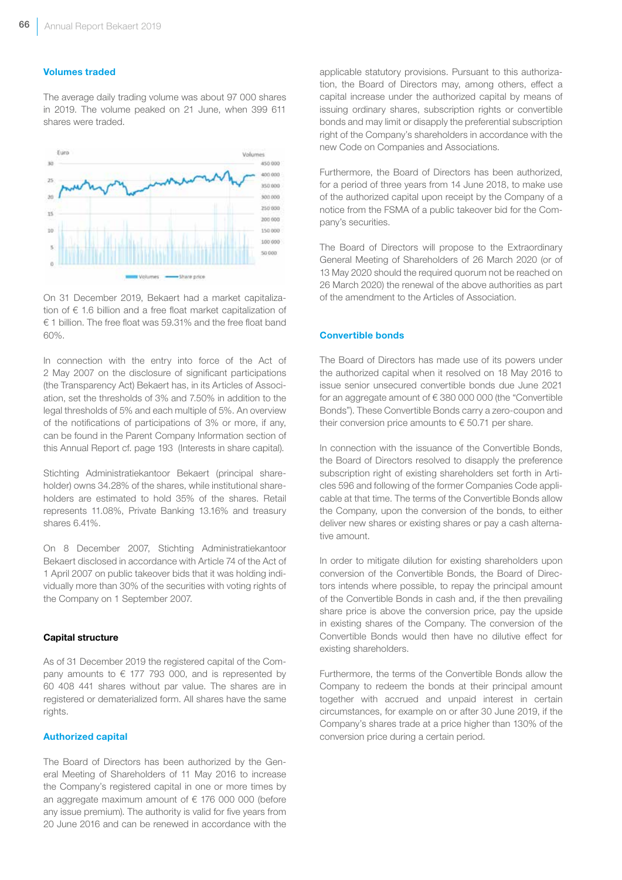### Volumes traded

The average daily trading volume was about 97 000 shares in 2019. The volume peaked on 21 June, when 399 611 shares were traded.

On 31 December 2019, Bekaert had a market capitalization of € 1.6 billion and a free float market capitalization of € 1 billion. The free float was 59.31% and the free float band 60%.

In connection with the entry into force of the Act of 2 May 2007 on the disclosure of significant participations (the Transparency Act) Bekaert has, in its Articles of Association, set the thresholds of 3% and 7.50% in addition to the legal thresholds of 5% and each multiple of 5%. An overview of the notifications of participations of 3% or more, if any, can be found in the Parent Company Information section of this Annual Report cf. page 193 (Interests in share capital).

Stichting Administratiekantoor Bekaert (principal shareholder) owns 34.28% of the shares, while institutional shareholders are estimated to hold 35% of the shares. Retail represents 11.08%, Private Banking 13.16% and treasury shares 6.41%.

On 8 December 2007, Stichting Administratiekantoor Bekaert disclosed in accordance with Article 74 of the Act of 1 April 2007 on public takeover bids that it was holding individually more than 30% of the securities with voting rights of the Company on 1 September 2007.

### Capital structure

As of 31 December 2019 the registered capital of the Company amounts to € 177 793 000, and is represented by 60 408 441 shares without par value. The shares are in registered or dematerialized form. All shares have the same rights.

### Authorized capital

The Board of Directors has been authorized by the General Meeting of Shareholders of 11 May 2016 to increase the Company's registered capital in one or more times by an aggregate maximum amount of € 176 000 000 (before any issue premium). The authority is valid for five years from 20 June 2016 and can be renewed in accordance with the applicable statutory provisions. Pursuant to this authorization, the Board of Directors may, among others, effect a capital increase under the authorized capital by means of issuing ordinary shares, subscription rights or convertible bonds and may limit or disapply the preferential subscription right of the Company's shareholders in accordance with the new Code on Companies and Associations.

Furthermore, the Board of Directors has been authorized, for a period of three years from 14 June 2018, to make use of the authorized capital upon receipt by the Company of a notice from the FSMA of a public takeover bid for the Company's securities.

The Board of Directors will propose to the Extraordinary General Meeting of Shareholders of 26 March 2020 (or of 13 May 2020 should the required quorum not be reached on 26 March 2020) the renewal of the above authorities as part of the amendment to the Articles of Association.

### Convertible bonds

The Board of Directors has made use of its powers under the authorized capital when it resolved on 18 May 2016 to issue senior unsecured convertible bonds due June 2021 for an aggregate amount of € 380 000 000 (the "Convertible Bonds"). These Convertible Bonds carry a zero-coupon and their conversion price amounts to € 50.71 per share.

In connection with the issuance of the Convertible Bonds, the Board of Directors resolved to disapply the preference subscription right of existing shareholders set forth in Articles 596 and following of the former Companies Code applicable at that time. The terms of the Convertible Bonds allow the Company, upon the conversion of the bonds, to either deliver new shares or existing shares or pay a cash alternative amount.

In order to mitigate dilution for existing shareholders upon conversion of the Convertible Bonds, the Board of Directors intends where possible, to repay the principal amount of the Convertible Bonds in cash and, if the then prevailing share price is above the conversion price, pay the upside in existing shares of the Company. The conversion of the Convertible Bonds would then have no dilutive effect for existing shareholders.

Furthermore, the terms of the Convertible Bonds allow the Company to redeem the bonds at their principal amount together with accrued and unpaid interest in certain circumstances, for example on or after 30 June 2019, if the Company's shares trade at a price higher than 130% of the conversion price during a certain period.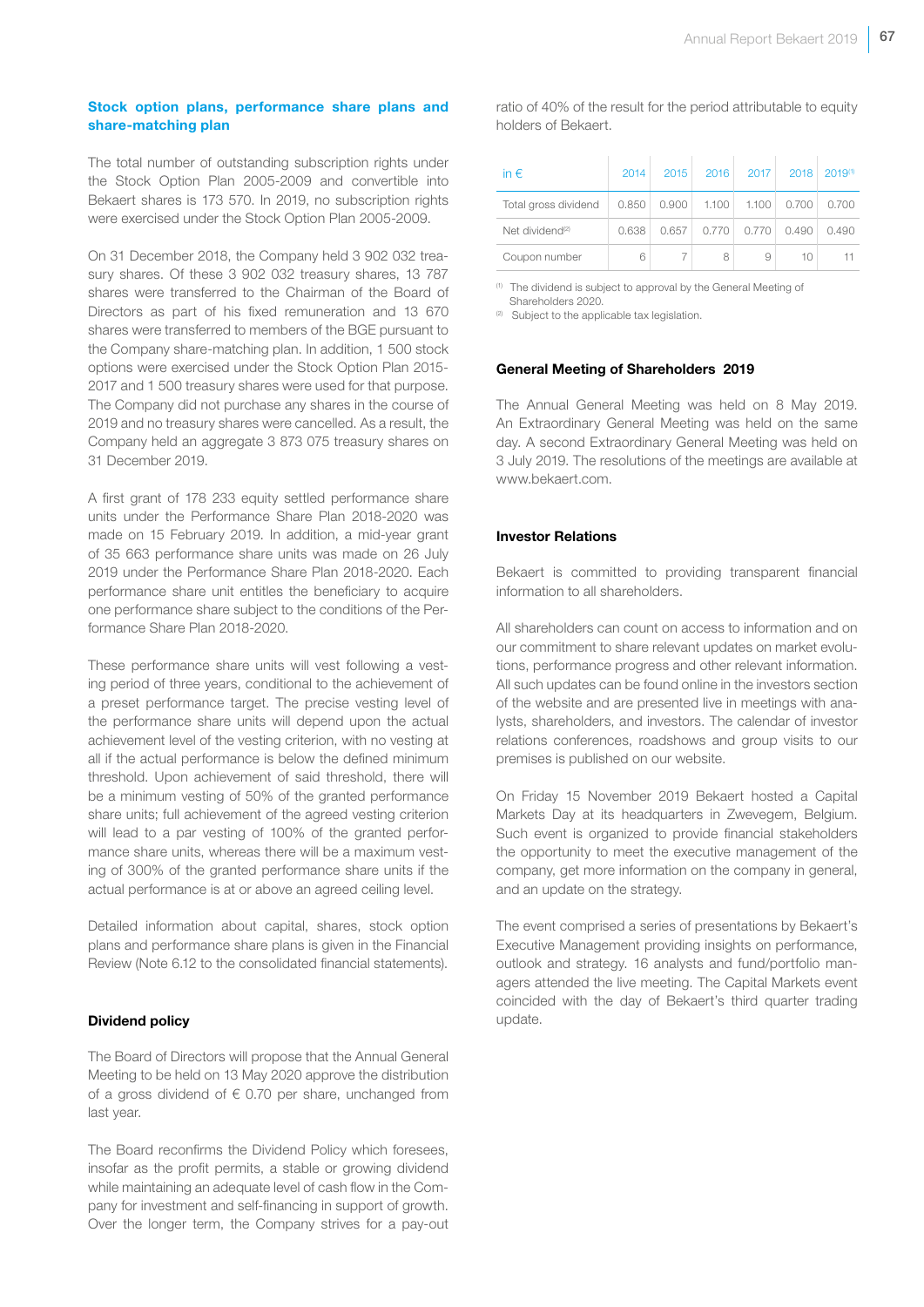### Stock option plans, performance share plans and share-matching plan

The total number of outstanding subscription rights under the Stock Option Plan 2005-2009 and convertible into Bekaert shares is 173 570. In 2019, no subscription rights were exercised under the Stock Option Plan 2005-2009.

On 31 December 2018, the Company held 3 902 032 treasury shares. Of these 3 902 032 treasury shares, 13 787 shares were transferred to the Chairman of the Board of Directors as part of his fixed remuneration and 13 670 shares were transferred to members of the BGE pursuant to the Company share-matching plan. In addition, 1 500 stock options were exercised under the Stock Option Plan 2015-2017 and 1 500 treasury shares were used for that purpose. The Company did not purchase any shares in the course of 2019 and no treasury shares were cancelled. As a result, the Company held an aggregate 3 873 075 treasury shares on 31 December 2019.

A first grant of 178 233 equity settled performance share units under the Performance Share Plan 2018-2020 was made on 15 February 2019. In addition, a mid-year grant of 35 663 performance share units was made on 26 July 2019 under the Performance Share Plan 2018-2020. Each performance share unit entitles the beneficiary to acquire one performance share subject to the conditions of the Performance Share Plan 2018-2020.

These performance share units will vest following a vesting period of three years, conditional to the achievement of a preset performance target. The precise vesting level of the performance share units will depend upon the actual achievement level of the vesting criterion, with no vesting at all if the actual performance is below the defined minimum threshold. Upon achievement of said threshold, there will be a minimum vesting of 50% of the granted performance share units; full achievement of the agreed vesting criterion will lead to a par vesting of 100% of the granted performance share units, whereas there will be a maximum vesting of 300% of the granted performance share units if the actual performance is at or above an agreed ceiling level.

Detailed information about capital, shares, stock option plans and performance share plans is given in the Financial Review (Note 6.12 to the consolidated financial statements).

### Dividend policy

The Board of Directors will propose that the Annual General Meeting to be held on 13 May 2020 approve the distribution of a gross dividend of € 0.70 per share, unchanged from last year.

The Board reconfirms the Dividend Policy which foresees, insofar as the profit permits, a stable or growing dividend while maintaining an adequate level of cash flow in the Company for investment and self-financing in support of growth. Over the longer term, the Company strives for a pay-out ratio of 40% of the result for the period attributable to equity holders of Bekaert.

| in € | 2014 | 2015 | 2016 | 2017 | 2018 | 2019[1] |
|---|---|---|---|---|---|---|
| Total gross dividend | 0.850 | 0.900 | 1.100 | 1.100 | 0.700 | 0.700 |
| Net dividend[2] | 0.638 | 0.657 | 0.770 | 0.770 | 0.490 | 0.490 |
| Coupon number | 6 | 7 | 8 | 9 | 10 | 11 |

[1] The dividend is subject to approval by the General Meeting of Shareholders 2020.
[2] Subject to the applicable tax legislation.

### General Meeting of Shareholders 2019

The Annual General Meeting was held on 8 May 2019. An Extraordinary General Meeting was held on the same day. A second Extraordinary General Meeting was held on 3 July 2019. The resolutions of the meetings are available at www.bekaert.com.

### Investor Relations

Bekaert is committed to providing transparent financial information to all shareholders.

All shareholders can count on access to information and on our commitment to share relevant updates on market evolutions, performance progress and other relevant information. All such updates can be found online in the investors section of the website and are presented live in meetings with analysts, shareholders, and investors. The calendar of investor relations conferences, roadshows and group visits to our premises is published on our website.

On Friday 15 November 2019 Bekaert hosted a Capital Markets Day at its headquarters in Zwevegem, Belgium. Such event is organized to provide financial stakeholders the opportunity to meet the executive management of the company, get more information on the company in general, and an update on the strategy.

The event comprised a series of presentations by Bekaert's Executive Management providing insights on performance, outlook and strategy. 16 analysts and fund/portfolio managers attended the live meeting. The Capital Markets event coincided with the day of Bekaert's third quarter trading update.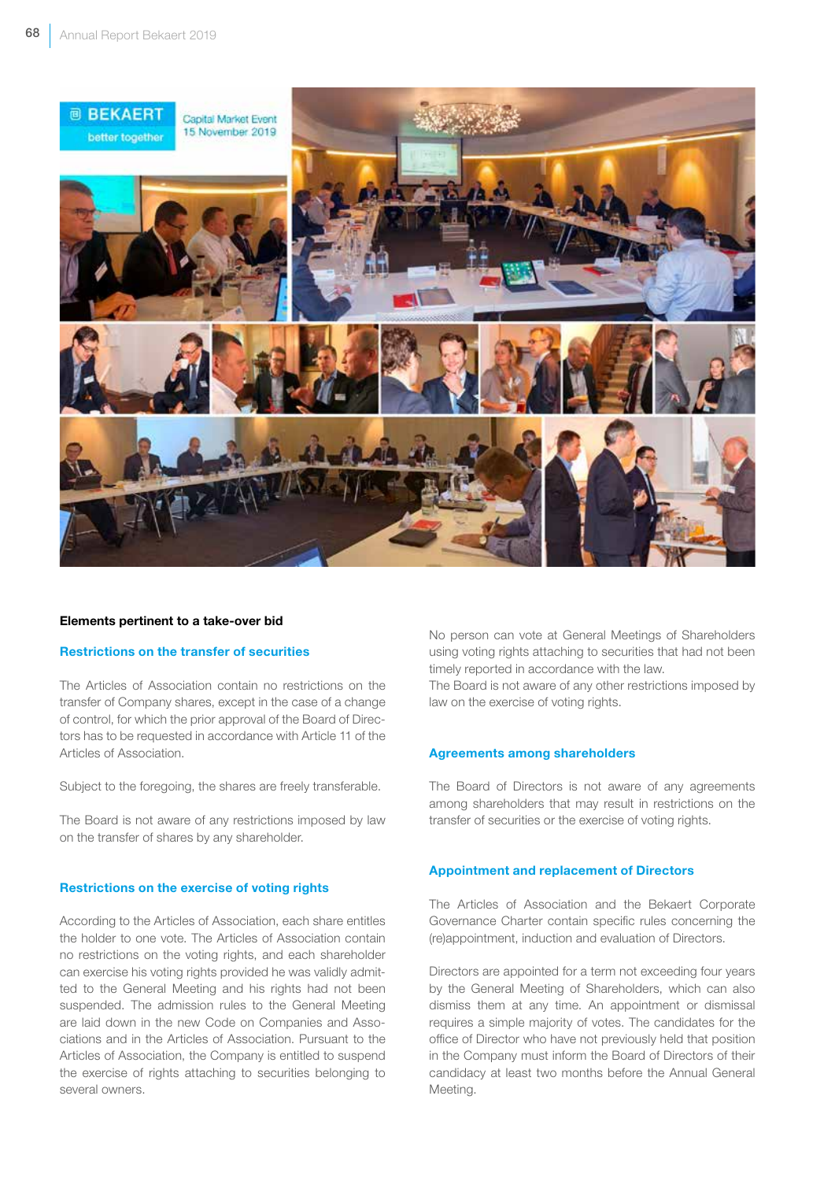## Elements pertinent to a take-over bid

### Restrictions on the transfer of securities

The Articles of Association contain no restrictions on the transfer of Company shares, except in the case of a change of control, for which the prior approval of the Board of Directors has to be requested in accordance with Article 11 of the Articles of Association.

Subject to the foregoing, the shares are freely transferable.

The Board is not aware of any restrictions imposed by law on the transfer of shares by any shareholder.

### Restrictions on the exercise of voting rights

According to the Articles of Association, each share entitles the holder to one vote. The Articles of Association contain no restrictions on the voting rights, and each shareholder can exercise his voting rights provided he was validly admitted to the General Meeting and his rights had not been suspended. The admission rules to the General Meeting are laid down in the new Code on Companies and Associations and in the Articles of Association. Pursuant to the Articles of Association, the Company is entitled to suspend the exercise of rights attaching to securities belonging to several owners.

No person can vote at General Meetings of Shareholders using voting rights attaching to securities that had not been timely reported in accordance with the law.
The Board is not aware of any other restrictions imposed by law on the exercise of voting rights.

### Agreements among shareholders

The Board of Directors is not aware of any agreements among shareholders that may result in restrictions on the transfer of securities or the exercise of voting rights.

### Appointment and replacement of Directors

The Articles of Association and the Bekaert Corporate Governance Charter contain specific rules concerning the (re)appointment, induction and evaluation of Directors.

Directors are appointed for a term not exceeding four years by the General Meeting of Shareholders, which can also dismiss them at any time. An appointment or dismissal requires a simple majority of votes. The candidates for the office of Director who have not previously held that position in the Company must inform the Board of Directors of their candidacy at least two months before the Annual General Meeting.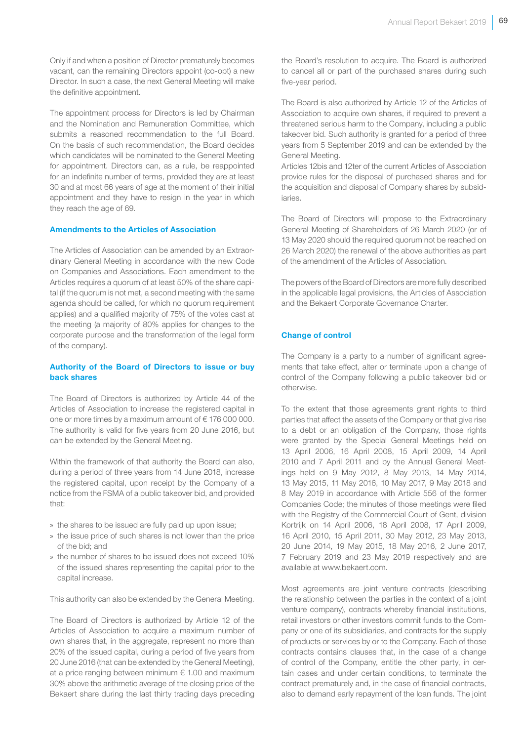Only if and when a position of Director prematurely becomes vacant, can the remaining Directors appoint (co-opt) a new Director. In such a case, the next General Meeting will make the definitive appointment.

The appointment process for Directors is led by Chairman and the Nomination and Remuneration Committee, which submits a reasoned recommendation to the full Board. On the basis of such recommendation, the Board decides which candidates will be nominated to the General Meeting for appointment. Directors can, as a rule, be reappointed for an indefinite number of terms, provided they are at least 30 and at most 66 years of age at the moment of their initial appointment and they have to resign in the year in which they reach the age of 69.

### Amendments to the Articles of Association

The Articles of Association can be amended by an Extraordinary General Meeting in accordance with the new Code on Companies and Associations. Each amendment to the Articles requires a quorum of at least 50% of the share capital (if the quorum is not met, a second meeting with the same agenda should be called, for which no quorum requirement applies) and a qualified majority of 75% of the votes cast at the meeting (a majority of 80% applies for changes to the corporate purpose and the transformation of the legal form of the company).

### Authority of the Board of Directors to issue or buy back shares

The Board of Directors is authorized by Article 44 of the Articles of Association to increase the registered capital in one or more times by a maximum amount of € 176 000 000. The authority is valid for five years from 20 June 2016, but can be extended by the General Meeting.

Within the framework of that authority the Board can also, during a period of three years from 14 June 2018, increase the registered capital, upon receipt by the Company of a notice from the FSMA of a public takeover bid, and provided that:

» the shares to be issued are fully paid up upon issue;
» the issue price of such shares is not lower than the price of the bid; and
» the number of shares to be issued does not exceed 10% of the issued shares representing the capital prior to the capital increase.

This authority can also be extended by the General Meeting.

The Board of Directors is authorized by Article 12 of the Articles of Association to acquire a maximum number of own shares that, in the aggregate, represent no more than 20% of the issued capital, during a period of five years from 20 June 2016 (that can be extended by the General Meeting), at a price ranging between minimum € 1.00 and maximum 30% above the arithmetic average of the closing price of the Bekaert share during the last thirty trading days preceding the Board's resolution to acquire. The Board is authorized to cancel all or part of the purchased shares during such five-year period.

The Board is also authorized by Article 12 of the Articles of Association to acquire own shares, if required to prevent a threatened serious harm to the Company, including a public takeover bid. Such authority is granted for a period of three years from 5 September 2019 and can be extended by the General Meeting.
Articles 12bis and 12ter of the current Articles of Association provide rules for the disposal of purchased shares and for the acquisition and disposal of Company shares by subsidiaries.

The Board of Directors will propose to the Extraordinary General Meeting of Shareholders of 26 March 2020 (or of 13 May 2020 should the required quorum not be reached on 26 March 2020) the renewal of the above authorities as part of the amendment of the Articles of Association.

The powers of the Board of Directors are more fully described in the applicable legal provisions, the Articles of Association and the Bekaert Corporate Governance Charter.

### Change of control

The Company is a party to a number of significant agreements that take effect, alter or terminate upon a change of control of the Company following a public takeover bid or otherwise.

To the extent that those agreements grant rights to third parties that affect the assets of the Company or that give rise to a debt or an obligation of the Company, those rights were granted by the Special General Meetings held on 13 April 2006, 16 April 2008, 15 April 2009, 14 April 2010 and 7 April 2011 and by the Annual General Meetings held on 9 May 2012, 8 May 2013, 14 May 2014, 13 May 2015, 11 May 2016, 10 May 2017, 9 May 2018 and 8 May 2019 in accordance with Article 556 of the former Companies Code; the minutes of those meetings were filed with the Registry of the Commercial Court of Gent, division Kortrijk on 14 April 2006, 18 April 2008, 17 April 2009, 16 April 2010, 15 April 2011, 30 May 2012, 23 May 2013, 20 June 2014, 19 May 2015, 18 May 2016, 2 June 2017, 7 February 2019 and 23 May 2019 respectively and are available at www.bekaert.com.

Most agreements are joint venture contracts (describing the relationship between the parties in the context of a joint venture company), contracts whereby financial institutions, retail investors or other investors commit funds to the Company or one of its subsidiaries, and contracts for the supply of products or services by or to the Company. Each of those contracts contains clauses that, in the case of a change of control of the Company, entitle the other party, in certain cases and under certain conditions, to terminate the contract prematurely and, in the case of financial contracts, also to demand early repayment of the loan funds. The joint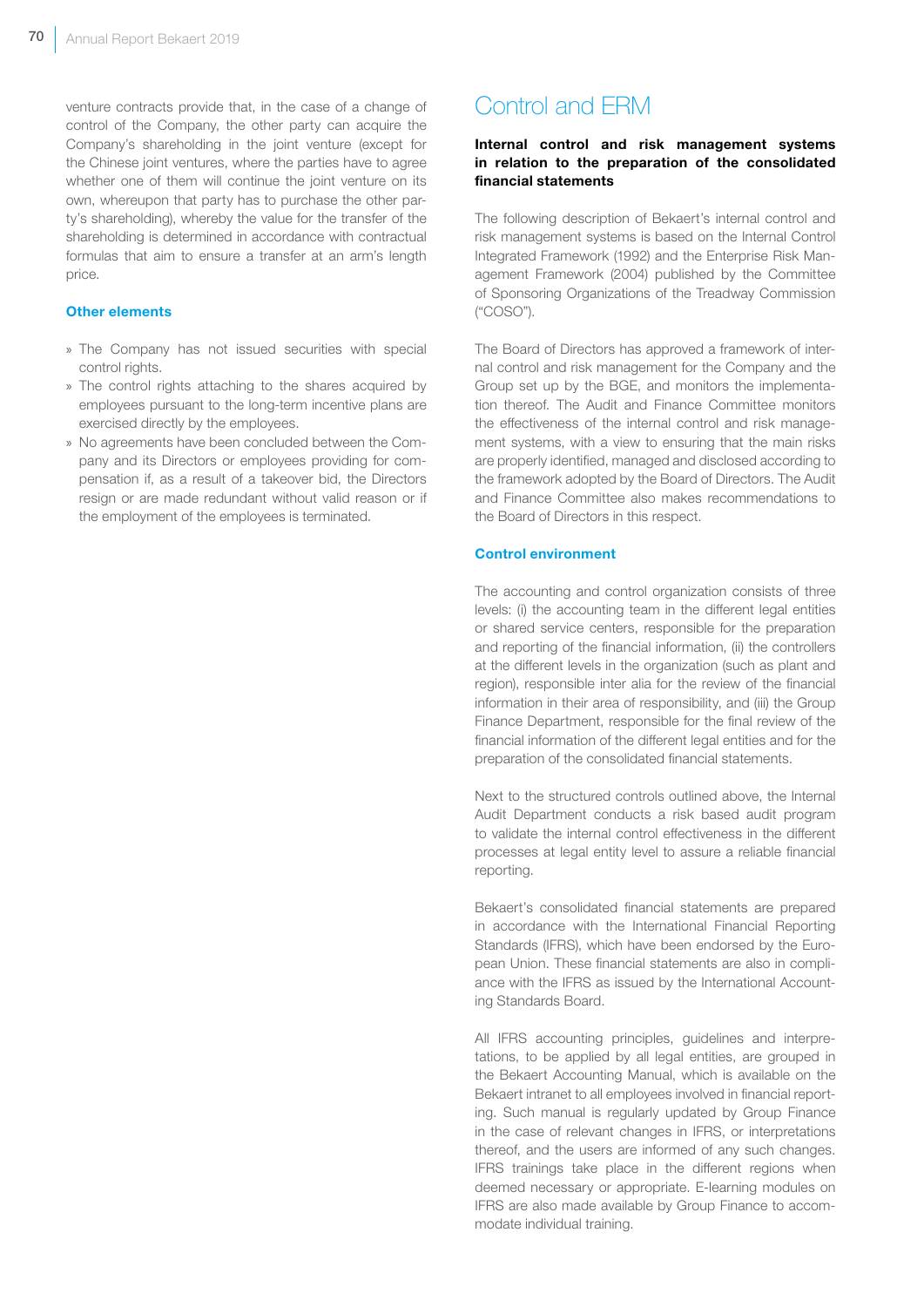venture contracts provide that, in the case of a change of control of the Company, the other party can acquire the Company's shareholding in the joint venture (except for the Chinese joint ventures, where the parties have to agree whether one of them will continue the joint venture on its own, whereupon that party has to purchase the other party's shareholding), whereby the value for the transfer of the shareholding is determined in accordance with contractual formulas that aim to ensure a transfer at an arm's length price.

### Other elements

- The Company has not issued securities with special control rights.
- The control rights attaching to the shares acquired by employees pursuant to the long-term incentive plans are exercised directly by the employees.
- No agreements have been concluded between the Company and its Directors or employees providing for compensation if, as a result of a takeover bid, the Directors resign or are made redundant without valid reason or if the employment of the employees is terminated.

# Control and ERM

**Internal control and risk management systems in relation to the preparation of the consolidated financial statements**

The following description of Bekaert's internal control and risk management systems is based on the Internal Control Integrated Framework (1992) and the Enterprise Risk Management Framework (2004) published by the Committee of Sponsoring Organizations of the Treadway Commission ("COSO").

The Board of Directors has approved a framework of internal control and risk management for the Company and the Group set up by the BGE, and monitors the implementation thereof. The Audit and Finance Committee monitors the effectiveness of the internal control and risk management systems, with a view to ensuring that the main risks are properly identified, managed and disclosed according to the framework adopted by the Board of Directors. The Audit and Finance Committee also makes recommendations to the Board of Directors in this respect.

### Control environment

The accounting and control organization consists of three levels: (i) the accounting team in the different legal entities or shared service centers, responsible for the preparation and reporting of the financial information, (ii) the controllers at the different levels in the organization (such as plant and region), responsible inter alia for the review of the financial information in their area of responsibility, and (iii) the Group Finance Department, responsible for the final review of the financial information of the different legal entities and for the preparation of the consolidated financial statements.

Next to the structured controls outlined above, the Internal Audit Department conducts a risk based audit program to validate the internal control effectiveness in the different processes at legal entity level to assure a reliable financial reporting.

Bekaert's consolidated financial statements are prepared in accordance with the International Financial Reporting Standards (IFRS), which have been endorsed by the European Union. These financial statements are also in compliance with the IFRS as issued by the International Accounting Standards Board.

All IFRS accounting principles, guidelines and interpretations, to be applied by all legal entities, are grouped in the Bekaert Accounting Manual, which is available on the Bekaert intranet to all employees involved in financial reporting. Such manual is regularly updated by Group Finance in the case of relevant changes in IFRS, or interpretations thereof, and the users are informed of any such changes. IFRS trainings take place in the different regions when deemed necessary or appropriate. E-learning modules on IFRS are also made available by Group Finance to accommodate individual training.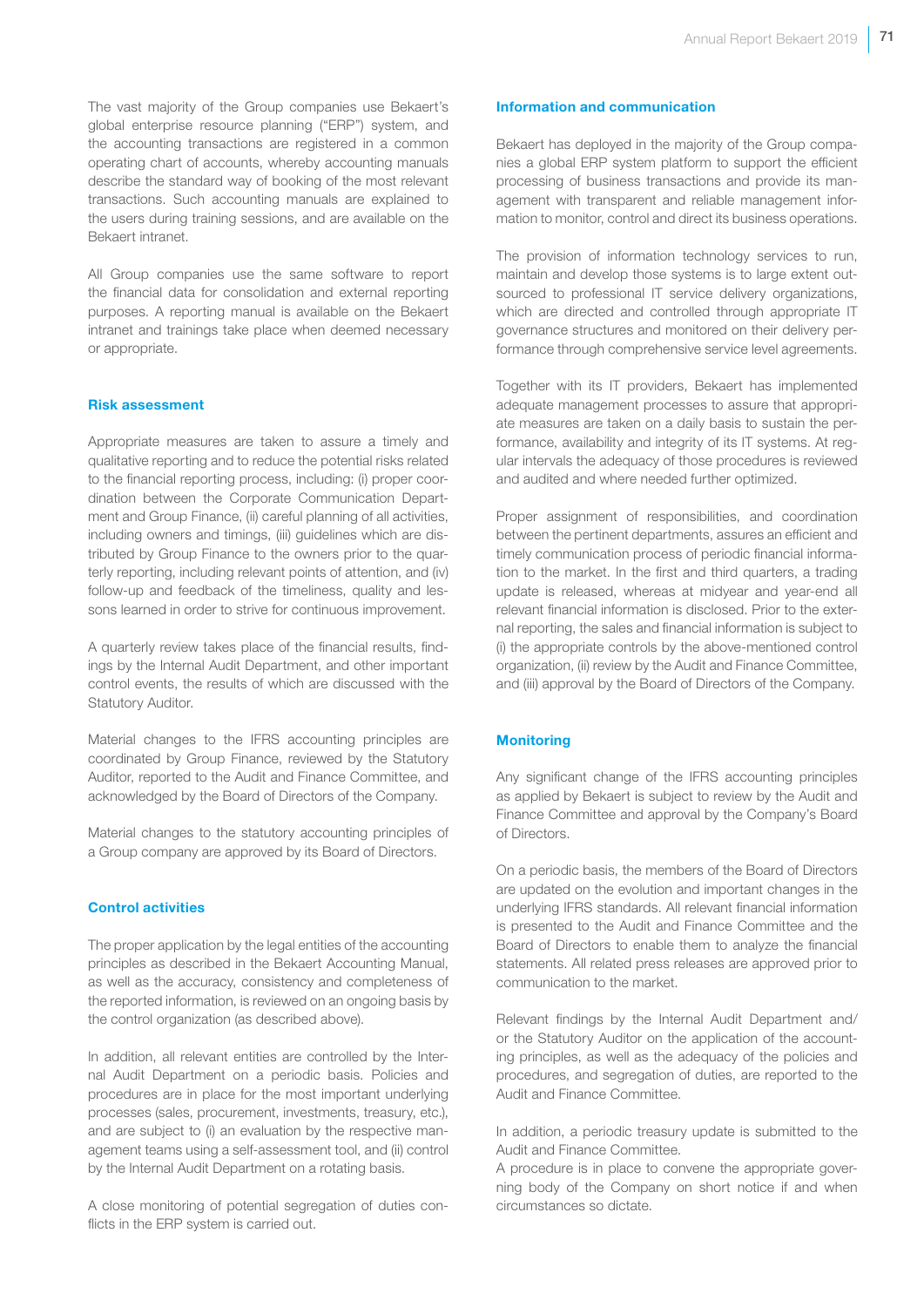The vast majority of the Group companies use Bekaert's global enterprise resource planning ("ERP") system, and the accounting transactions are registered in a common operating chart of accounts, whereby accounting manuals describe the standard way of booking of the most relevant transactions. Such accounting manuals are explained to the users during training sessions, and are available on the Bekaert intranet.

All Group companies use the same software to report the financial data for consolidation and external reporting purposes. A reporting manual is available on the Bekaert intranet and trainings take place when deemed necessary or appropriate.

### Risk assessment

Appropriate measures are taken to assure a timely and qualitative reporting and to reduce the potential risks related to the financial reporting process, including: (i) proper coordination between the Corporate Communication Department and Group Finance, (ii) careful planning of all activities, including owners and timings, (iii) guidelines which are distributed by Group Finance to the owners prior to the quarterly reporting, including relevant points of attention, and (iv) follow-up and feedback of the timeliness, quality and lessons learned in order to strive for continuous improvement.

A quarterly review takes place of the financial results, findings by the Internal Audit Department, and other important control events, the results of which are discussed with the Statutory Auditor.

Material changes to the IFRS accounting principles are coordinated by Group Finance, reviewed by the Statutory Auditor, reported to the Audit and Finance Committee, and acknowledged by the Board of Directors of the Company.

Material changes to the statutory accounting principles of a Group company are approved by its Board of Directors.

### Control activities

The proper application by the legal entities of the accounting principles as described in the Bekaert Accounting Manual, as well as the accuracy, consistency and completeness of the reported information, is reviewed on an ongoing basis by the control organization (as described above).

In addition, all relevant entities are controlled by the Internal Audit Department on a periodic basis. Policies and procedures are in place for the most important underlying processes (sales, procurement, investments, treasury, etc.), and are subject to (i) an evaluation by the respective management teams using a self-assessment tool, and (ii) control by the Internal Audit Department on a rotating basis.

A close monitoring of potential segregation of duties conflicts in the ERP system is carried out.

### Information and communication

Bekaert has deployed in the majority of the Group companies a global ERP system platform to support the efficient processing of business transactions and provide its management with transparent and reliable management information to monitor, control and direct its business operations.

The provision of information technology services to run, maintain and develop those systems is to large extent outsourced to professional IT service delivery organizations, which are directed and controlled through appropriate IT governance structures and monitored on their delivery performance through comprehensive service level agreements.

Together with its IT providers, Bekaert has implemented adequate management processes to assure that appropriate measures are taken on a daily basis to sustain the performance, availability and integrity of its IT systems. At regular intervals the adequacy of those procedures is reviewed and audited and where needed further optimized.

Proper assignment of responsibilities, and coordination between the pertinent departments, assures an efficient and timely communication process of periodic financial information to the market. In the first and third quarters, a trading update is released, whereas at midyear and year-end all relevant financial information is disclosed. Prior to the external reporting, the sales and financial information is subject to (i) the appropriate controls by the above-mentioned control organization, (ii) review by the Audit and Finance Committee, and (iii) approval by the Board of Directors of the Company.

### Monitoring

Any significant change of the IFRS accounting principles as applied by Bekaert is subject to review by the Audit and Finance Committee and approval by the Company's Board of Directors.

On a periodic basis, the members of the Board of Directors are updated on the evolution and important changes in the underlying IFRS standards. All relevant financial information is presented to the Audit and Finance Committee and the Board of Directors to enable them to analyze the financial statements. All related press releases are approved prior to communication to the market.

Relevant findings by the Internal Audit Department and/or the Statutory Auditor on the application of the accounting principles, as well as the adequacy of the policies and procedures, and segregation of duties, are reported to the Audit and Finance Committee.

In addition, a periodic treasury update is submitted to the Audit and Finance Committee.
A procedure is in place to convene the appropriate governing body of the Company on short notice if and when circumstances so dictate.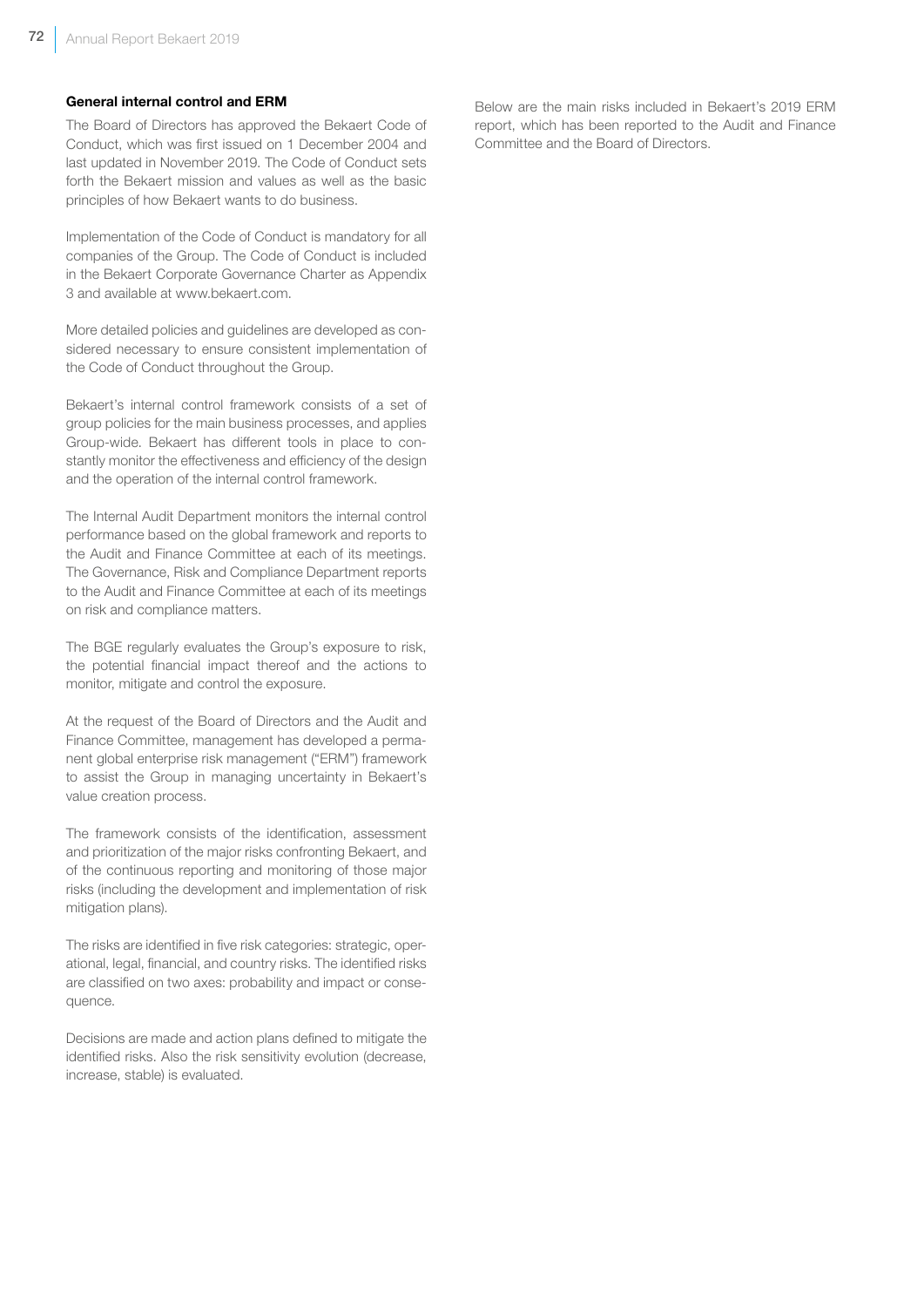### General internal control and ERM

The Board of Directors has approved the Bekaert Code of Conduct, which was first issued on 1 December 2004 and last updated in November 2019. The Code of Conduct sets forth the Bekaert mission and values as well as the basic principles of how Bekaert wants to do business.

Implementation of the Code of Conduct is mandatory for all companies of the Group. The Code of Conduct is included in the Bekaert Corporate Governance Charter as Appendix 3 and available at www.bekaert.com.

More detailed policies and guidelines are developed as considered necessary to ensure consistent implementation of the Code of Conduct throughout the Group.

Bekaert's internal control framework consists of a set of group policies for the main business processes, and applies Group-wide. Bekaert has different tools in place to constantly monitor the effectiveness and efficiency of the design and the operation of the internal control framework.

The Internal Audit Department monitors the internal control performance based on the global framework and reports to the Audit and Finance Committee at each of its meetings. The Governance, Risk and Compliance Department reports to the Audit and Finance Committee at each of its meetings on risk and compliance matters.

The BGE regularly evaluates the Group's exposure to risk, the potential financial impact thereof and the actions to monitor, mitigate and control the exposure.

At the request of the Board of Directors and the Audit and Finance Committee, management has developed a permanent global enterprise risk management ("ERM") framework to assist the Group in managing uncertainty in Bekaert's value creation process.

The framework consists of the identification, assessment and prioritization of the major risks confronting Bekaert, and of the continuous reporting and monitoring of those major risks (including the development and implementation of risk mitigation plans).

The risks are identified in five risk categories: strategic, operational, legal, financial, and country risks. The identified risks are classified on two axes: probability and impact or consequence.

Decisions are made and action plans defined to mitigate the identified risks. Also the risk sensitivity evolution (decrease, increase, stable) is evaluated.

Below are the main risks included in Bekaert's 2019 ERM report, which has been reported to the Audit and Finance Committee and the Board of Directors.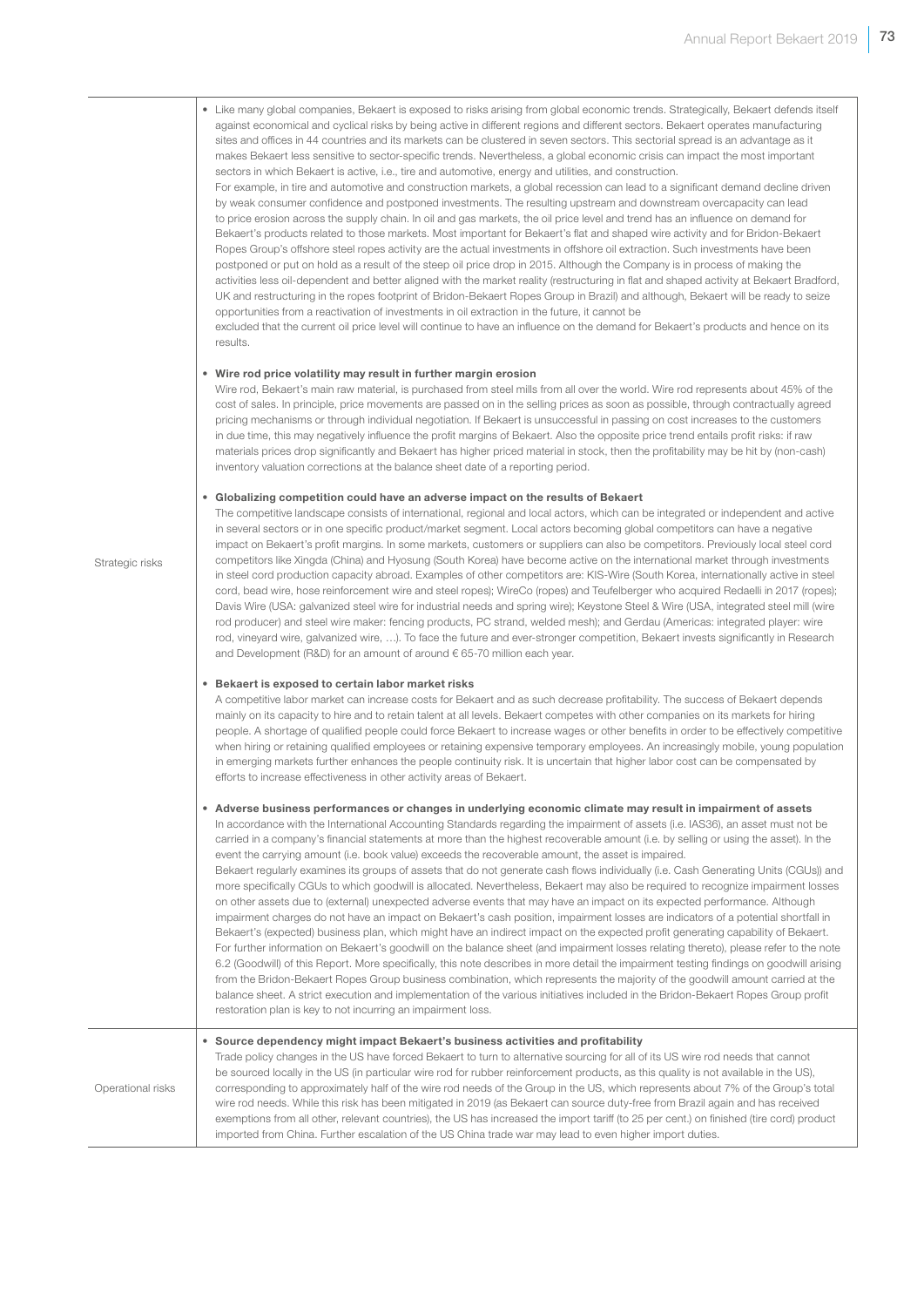| | |
|---|---|
| Strategic risks | • Like many global companies, Bekaert is exposed to risks arising from global economic trends. Strategically, Bekaert defends itself against economical and cyclical risks by being active in different regions and different sectors. Bekaert operates manufacturing sites and offices in 44 countries and its markets can be clustered in seven sectors. This sectorial spread is an advantage as it makes Bekaert less sensitive to sector-specific trends. Nevertheless, a global economic crisis can impact the most important sectors in which Bekaert is active, i.e., tire and automotive, energy and utilities, and construction.<br>For example, in tire and automotive and construction markets, a global recession can lead to a significant demand decline driven by weak consumer confidence and postponed investments. The resulting upstream and downstream overcapacity can lead to price erosion across the supply chain. In oil and gas markets, the oil price level and trend has an influence on demand for Bekaert's products related to those markets. Most important for Bekaert's flat and shaped wire activity and for Bridon-Bekaert Ropes Group's offshore steel ropes activity are the actual investments in offshore oil extraction. Such investments have been postponed or put on hold as a result of the steep oil price drop in 2015. Although the Company is in process of making the activities less oil-dependent and better aligned with the market reality (restructuring in flat and shaped activity at Bekaert Bradford, UK and restructuring in the ropes footprint of Bridon-Bekaert Ropes Group in Brazil) and although, Bekaert will be ready to seize opportunities from a reactivation of investments in oil extraction in the future, it cannot be excluded that the current oil price level will continue to have an influence on the demand for Bekaert's products and hence on its results.<br><br>• **Wire rod price volatility may result in further margin erosion**<br>Wire rod, Bekaert's main raw material, is purchased from steel mills from all over the world. Wire rod represents about 45% of the cost of sales. In principle, price movements are passed on in the selling prices as soon as possible, through contractually agreed pricing mechanisms or through individual negotiation. If Bekaert is unsuccessful in passing on cost increases to the customers in due time, this may negatively influence the profit margins of Bekaert. Also the opposite price trend entails profit risks: if raw materials prices drop significantly and Bekaert has higher priced material in stock, then the profitability may be hit by (non-cash) inventory valuation corrections at the balance sheet date of a reporting period.<br><br>• **Globalizing competition could have an adverse impact on the results of Bekaert**<br>The competitive landscape consists of international, regional and local actors, which can be integrated or independent and active in several sectors or in one specific product/market segment. Local actors becoming global competitors can have a negative impact on Bekaert's profit margins. In some markets, customers or suppliers can also be competitors. Previously local steel cord competitors like Xingda (China) and Hyosung (South Korea) have become active on the international market through investments in steel cord production capacity abroad. Examples of other competitors are: KIS-Wire (South Korea, internationally active in steel cord, bead wire, hose reinforcement wire and steel ropes); WireCo (ropes) and Teufelberger who acquired Redaelli in 2017 (ropes); Davis Wire (USA: galvanized steel wire for industrial needs and spring wire); Keystone Steel & Wire (USA, integrated steel mill (wire rod producer) and steel wire maker: fencing products, PC strand, welded mesh); and Gerdau (Americas: integrated player: wire rod, vineyard wire, galvanized wire, …). To face the future and ever-stronger competition, Bekaert invests significantly in Research and Development (R&D) for an amount of around € 65-70 million each year.<br><br>• **Bekaert is exposed to certain labor market risks**<br>A competitive labor market can increase costs for Bekaert and as such decrease profitability. The success of Bekaert depends mainly on its capacity to hire and to retain talent at all levels. Bekaert competes with other companies on its markets for hiring people. A shortage of qualified people could force Bekaert to increase wages or other benefits in order to be effectively competitive when hiring or retaining qualified employees or retaining expensive temporary employees. An increasingly mobile, young population in emerging markets further enhances the people continuity risk. It is uncertain that higher labor cost can be compensated by efforts to increase effectiveness in other activity areas of Bekaert.<br><br>• **Adverse business performances or changes in underlying economic climate may result in impairment of assets**<br>In accordance with the International Accounting Standards regarding the impairment of assets (i.e. IAS36), an asset must not be carried in a company's financial statements at more than the highest recoverable amount (i.e. by selling or using the asset). In the event the carrying amount (i.e. book value) exceeds the recoverable amount, the asset is impaired.<br>Bekaert regularly examines its groups of assets that do not generate cash flows individually (i.e. Cash Generating Units (CGUs)) and more specifically CGUs to which goodwill is allocated. Nevertheless, Bekaert may also be required to recognize impairment losses on other assets due to (external) unexpected adverse events that may have an impact on its expected performance. Although impairment charges do not have an impact on Bekaert's cash position, impairment losses are indicators of a potential shortfall in Bekaert's (expected) business plan, which might have an indirect impact on the expected profit generating capability of Bekaert. For further information on Bekaert's goodwill on the balance sheet (and impairment losses relating thereto), please refer to the note 6.2 (Goodwill) of this Report. More specifically, this note describes in more detail the impairment testing findings on goodwill arising from the Bridon-Bekaert Ropes Group business combination, which represents the majority of the goodwill amount carried at the balance sheet. A strict execution and implementation of the various initiatives included in the Bridon-Bekaert Ropes Group profit restoration plan is key to not incurring an impairment loss. |
| Operational risks | • **Source dependency might impact Bekaert's business activities and profitability**<br>Trade policy changes in the US have forced Bekaert to turn to alternative sourcing for all of its US wire rod needs that cannot be sourced locally in the US (in particular wire rod for rubber reinforcement products, as this quality is not available in the US), corresponding to approximately half of the wire rod needs of the Group in the US, which represents about 7% of the Group's total wire rod needs. While this risk has been mitigated in 2019 (as Bekaert can source duty-free from Brazil again and has received exemptions from all other, relevant countries), the US has increased the import tariff (to 25 per cent.) on finished (tire cord) product imported from China. Further escalation of the US China trade war may lead to even higher import duties. |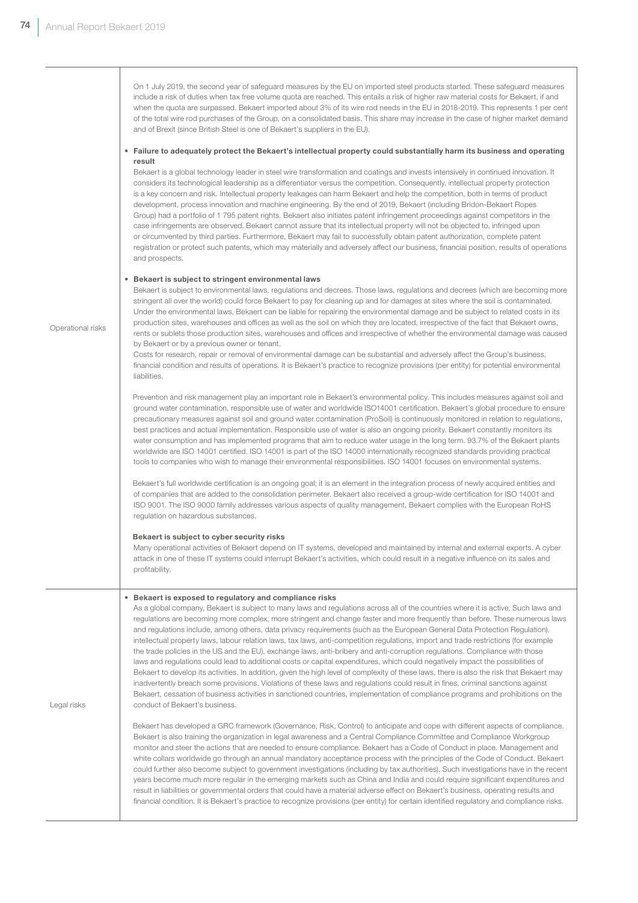| | |
|---|---|
| | On 1 July 2019, the second year of safeguard measures by the EU on imported steel products started. These safeguard measures include a risk of duties when tax free volume quota are reached. This entails a risk of higher raw material costs for Bekaert, if and when the quota are surpassed. Bekaert imported about 3% of its wire rod needs in the EU in 2018-2019. This represents 1 per cent of the total wire rod purchases of the Group, on a consolidated basis. This share may increase in the case of higher market demand and of Brexit (since British Steel is one of Bekaert's suppliers in the EU).<br><br>• **Failure to adequately protect the Bekaert's intellectual property could substantially harm its business and operating result**<br>Bekaert is a global technology leader in steel wire transformation and coatings and invests intensively in continued innovation. It considers its technological leadership as a differentiator versus the competition. Consequently, intellectual property protection is a key concern and risk. Intellectual property leakages can harm Bekaert and help the competition, both in terms of product development, process innovation and machine engineering. By the end of 2019, Bekaert (including Bridon-Bekaert Ropes Group) had a portfolio of 1 795 patent rights. Bekaert also initiates patent infringement proceedings against competitors in the case infringements are observed. Bekaert cannot assure that its intellectual property will not be objected to, infringed upon or circumvented by third parties. Furthermore, Bekaert may fail to successfully obtain patent authorization, complete patent registration or protect such patents, which may materially and adversely affect our business, financial position, results of operations and prospects.<br><br>• **Bekaert is subject to stringent environmental laws**<br>Bekaert is subject to environmental laws, regulations and decrees. Those laws, regulations and decrees (which are becoming more stringent all over the world) could force Bekaert to pay for cleaning up and for damages at sites where the soil is contaminated. Under the environmental laws, Bekaert can be liable for repairing the environmental damage and be subject to related costs in its production sites, warehouses and offices as well as the soil on which they are located, irrespective of the fact that Bekaert owns, rents or sublets those production sites, warehouses and offices and irrespective of whether the environmental damage was caused by Bekaert or by a previous owner or tenant.<br>Costs for research, repair or removal of environmental damage can be substantial and adversely affect the Group's business, financial condition and results of operations. It is Bekaert's practice to recognize provisions (per entity) for potential environmental liabilities.<br><br>Prevention and risk management play an important role in Bekaert's environmental policy. This includes measures against soil and ground water contamination, responsible use of water and worldwide ISO14001 certification. Bekaert's global procedure to ensure precautionary measures against soil and ground water contamination (ProSoil) is continuously monitored in relation to regulations, best practices and actual implementation. Responsible use of water is also an ongoing priority. Bekaert constantly monitors its water consumption and has implemented programs that aim to reduce water usage in the long term. 93.7% of the Bekaert plants worldwide are ISO 14001 certified. ISO 14001 is part of the ISO 14000 internationally recognized standards providing practical tools to companies who wish to manage their environmental responsibilities. ISO 14001 focuses on environmental systems.<br><br>Bekaert's full worldwide certification is an ongoing goal; it is an element in the integration process of newly acquired entities and of companies that are added to the consolidation perimeter. Bekaert also received a group-wide certification for ISO 14001 and ISO 9001. The ISO 9000 family addresses various aspects of quality management. Bekaert complies with the European RoHS regulation on hazardous substances.<br><br>**Bekaert is subject to cyber security risks**<br>Many operational activities of Bekaert depend on IT systems, developed and maintained by internal and external experts. A cyber attack in one of these IT systems could interrupt Bekaert's activities, which could result in a negative influence on its sales and profitability. |
| Operational risks | |
| Legal risks | • **Bekaert is exposed to regulatory and compliance risks**<br>As a global company, Bekaert is subject to many laws and regulations across all of the countries where it is active. Such laws and regulations are becoming more complex, more stringent and change faster and more frequently than before. These numerous laws and regulations include, among others, data privacy requirements (such as the European General Data Protection Regulation), intellectual property laws, labour relation laws, tax laws, anti-competition regulations, import and trade restrictions (for example the trade policies in the US and the EU), exchange laws, anti-bribery and anti-corruption regulations. Compliance with those laws and regulations could lead to additional costs or capital expenditures, which could negatively impact the possibilities of Bekaert to develop its activities. In addition, given the high level of complexity of these laws, there is also the risk that Bekaert may inadvertently breach some provisions. Violations of these laws and regulations could result in fines, criminal sanctions against Bekaert, cessation of business activities in sanctioned countries, implementation of compliance programs and prohibitions on the conduct of Bekaert's business.<br><br>Bekaert has developed a GRC framework (Governance, Risk, Control) to anticipate and cope with different aspects of compliance. Bekaert is also training the organization in legal awareness and a Central Compliance Committee and Compliance Workgroup monitor and steer the actions that are needed to ensure compliance. Bekaert has a Code of Conduct in place. Management and white collars worldwide go through an annual mandatory acceptance process with the principles of the Code of Conduct. Bekaert could further also become subject to government investigations (including by tax authorities). Such investigations have in the recent years become much more regular in the emerging markets such as China and India and could require significant expenditures and result in liabilities or governmental orders that could have a material adverse effect on Bekaert's business, operating results and financial condition. It is Bekaert's practice to recognize provisions (per entity) for certain identified regulatory and compliance risks. |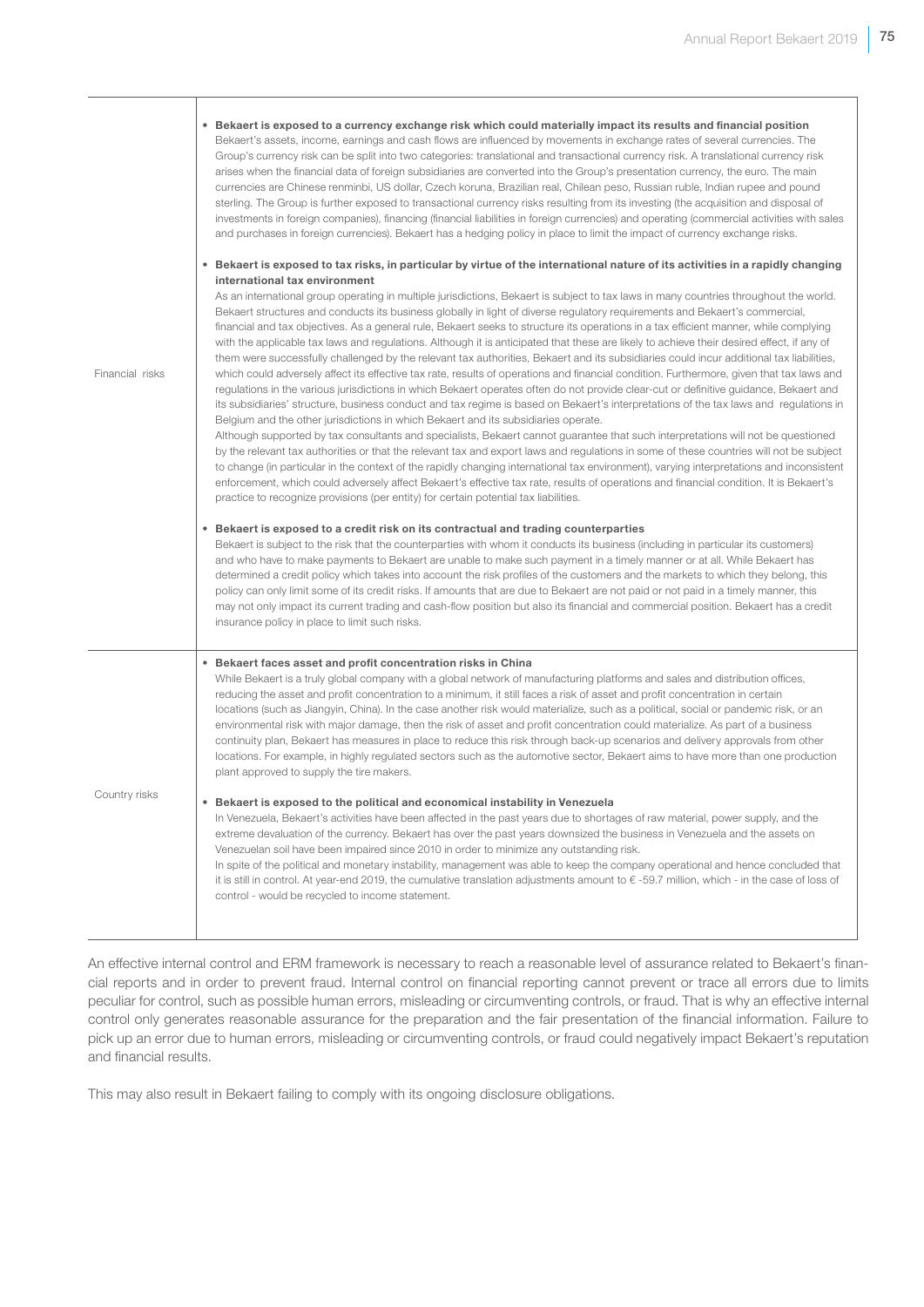| | |
|---|---|
| Financial risks | • **Bekaert is exposed to a currency exchange risk which could materially impact its results and financial position**<br>Bekaert's assets, income, earnings and cash flows are influenced by movements in exchange rates of several currencies. The Group's currency risk can be split into two categories: translational and transactional currency risk. A translational currency risk arises when the financial data of foreign subsidiaries are converted into the Group's presentation currency, the euro. The main currencies are Chinese renminbi, US dollar, Czech koruna, Brazilian real, Chilean peso, Russian ruble, Indian rupee and pound sterling. The Group is further exposed to transactional currency risks resulting from its investing (the acquisition and disposal of investments in foreign companies), financing (financial liabilities in foreign currencies) and operating (commercial activities with sales and purchases in foreign currencies). Bekaert has a hedging policy in place to limit the impact of currency exchange risks.<br><br>• **Bekaert is exposed to tax risks, in particular by virtue of the international nature of its activities in a rapidly changing international tax environment**<br>As an international group operating in multiple jurisdictions, Bekaert is subject to tax laws in many countries throughout the world. Bekaert structures and conducts its business globally in light of diverse regulatory requirements and Bekaert's commercial, financial and tax objectives. As a general rule, Bekaert seeks to structure its operations in a tax efficient manner, while complying with the applicable tax laws and regulations. Although it is anticipated that these are likely to achieve their desired effect, if any of them were successfully challenged by the relevant tax authorities, Bekaert and its subsidiaries could incur additional tax liabilities, which could adversely affect its effective tax rate, results of operations and financial condition. Furthermore, given that tax laws and regulations in the various jurisdictions in which Bekaert operates often do not provide clear-cut or definitive guidance, Bekaert and its subsidiaries' structure, business conduct and tax regime is based on Bekaert's interpretations of the tax laws and regulations in Belgium and the other jurisdictions in which Bekaert and its subsidiaries operate.<br>Although supported by tax consultants and specialists, Bekaert cannot guarantee that such interpretations will not be questioned by the relevant tax authorities or that the relevant tax and export laws and regulations in some of these countries will not be subject to change (in particular in the context of the rapidly changing international tax environment), varying interpretations and inconsistent enforcement, which could adversely affect Bekaert's effective tax rate, results of operations and financial condition. It is Bekaert's practice to recognize provisions (per entity) for certain potential tax liabilities.<br><br>• **Bekaert is exposed to a credit risk on its contractual and trading counterparties**<br>Bekaert is subject to the risk that the counterparties with whom it conducts its business (including in particular its customers) and who have to make payments to Bekaert are unable to make such payment in a timely manner or at all. While Bekaert has determined a credit policy which takes into account the risk profiles of the customers and the markets to which they belong, this policy can only limit some of its credit risks. If amounts that are due to Bekaert are not paid or not paid in a timely manner, this may not only impact its current trading and cash-flow position but also its financial and commercial position. Bekaert has a credit insurance policy in place to limit such risks. |
| Country risks | • **Bekaert faces asset and profit concentration risks in China**<br>While Bekaert is a truly global company with a global network of manufacturing platforms and sales and distribution offices, reducing the asset and profit concentration to a minimum, it still faces a risk of asset and profit concentration in certain locations (such as Jiangyin, China). In the case another risk would materialize, such as a political, social or pandemic risk, or an environmental risk with major damage, then the risk of asset and profit concentration could materialize. As part of a business continuity plan, Bekaert has measures in place to reduce this risk through back-up scenarios and delivery approvals from other locations. For example, in highly regulated sectors such as the automotive sector, Bekaert aims to have more than one production plant approved to supply the tire makers.<br><br>• **Bekaert is exposed to the political and economical instability in Venezuela**<br>In Venezuela, Bekaert's activities have been affected in the past years due to shortages of raw material, power supply, and the extreme devaluation of the currency. Bekaert has over the past years downsized the business in Venezuela and the assets on Venezuelan soil have been impaired since 2010 in order to minimize any outstanding risk.<br>In spite of the political and monetary instability, management was able to keep the company operational and hence concluded that it is still in control. At year-end 2019, the cumulative translation adjustments amount to € -59.7 million, which - in the case of loss of control - would be recycled to income statement. |

An effective internal control and ERM framework is necessary to reach a reasonable level of assurance related to Bekaert's financial reports and in order to prevent fraud. Internal control on financial reporting cannot prevent or trace all errors due to limits peculiar for control, such as possible human errors, misleading or circumventing controls, or fraud. That is why an effective internal control only generates reasonable assurance for the preparation and the fair presentation of the financial information. Failure to pick up an error due to human errors, misleading or circumventing controls, or fraud could negatively impact Bekaert's reputation and financial results.

This may also result in Bekaert failing to comply with its ongoing disclosure obligations.